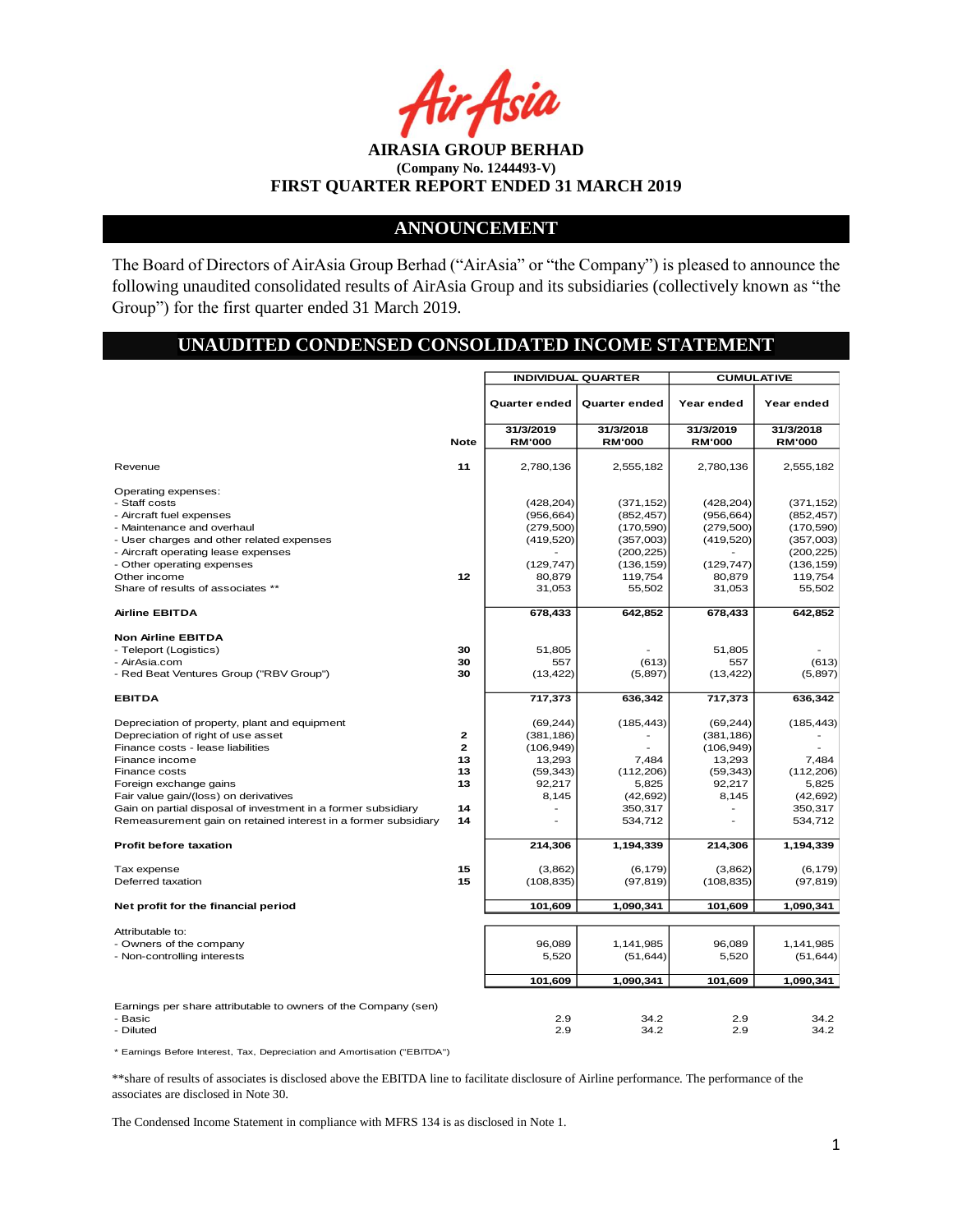**AIRASIA GROUP BERHAD**
**(Company No. 1244493-V)**
**FIRST QUARTER REPORT ENDED 31 MARCH 2019**

## ANNOUNCEMENT

The Board of Directors of AirAsia Group Berhad ("AirAsia" or "the Company") is pleased to announce the following unaudited consolidated results of AirAsia Group and its subsidiaries (collectively known as "the Group") for the first quarter ended 31 March 2019.

## UNAUDITED CONDENSED CONSOLIDATED INCOME STATEMENT

| | | INDIVIDUAL QUARTER | | CUMULATIVE | |
|---|---|---|---|---|---|
| | | Quarter ended | Quarter ended | Year ended | Year ended |
| | Note | 31/3/2019 RM'000 | 31/3/2018 RM'000 | 31/3/2019 RM'000 | 31/3/2018 RM'000 |
| Revenue | 11 | 2,780,136 | 2,555,182 | 2,780,136 | 2,555,182 |
| Operating expenses: | | | | | |
| - Staff costs | | (428,204) | (371,152) | (428,204) | (371,152) |
| - Aircraft fuel expenses | | (956,664) | (852,457) | (956,664) | (852,457) |
| - Maintenance and overhaul | | (279,500) | (170,590) | (279,500) | (170,590) |
| - User charges and other related expenses | | (419,520) | (357,003) | (419,520) | (357,003) |
| - Aircraft operating lease expenses | | - | (200,225) | - | (200,225) |
| - Other operating expenses | | (129,747) | (136,159) | (129,747) | (136,159) |
| Other income | 12 | 80,879 | 119,754 | 80,879 | 119,754 |
| Share of results of associates ** | | 31,053 | 55,502 | 31,053 | 55,502 |
| **Airline EBITDA** | | **678,433** | **642,852** | **678,433** | **642,852** |
| **Non Airline EBITDA** | | | | | |
| - Teleport (Logistics) | 30 | 51,805 | - | 51,805 | - |
| - AirAsia.com | 30 | 557 | (613) | 557 | (613) |
| - Red Beat Ventures Group ("RBV Group") | 30 | (13,422) | (5,897) | (13,422) | (5,897) |
| **EBITDA** | | **717,373** | **636,342** | **717,373** | **636,342** |
| Depreciation of property, plant and equipment | | (69,244) | (185,443) | (69,244) | (185,443) |
| Depreciation of right of use asset | 2 | (381,186) | - | (381,186) | - |
| Finance costs - lease liabilities | 2 | (106,949) | - | (106,949) | - |
| Finance income | 13 | 13,293 | 7,484 | 13,293 | 7,484 |
| Finance costs | 13 | (59,343) | (112,206) | (59,343) | (112,206) |
| Foreign exchange gains | 13 | 92,217 | 5,825 | 92,217 | 5,825 |
| Fair value gain/(loss) on derivatives | | 8,145 | (42,692) | 8,145 | (42,692) |
| Gain on partial disposal of investment in a former subsidiary | 14 | - | 350,317 | - | 350,317 |
| Remeasurement gain on retained interest in a former subsidiary | 14 | - | 534,712 | - | 534,712 |
| **Profit before taxation** | | **214,306** | **1,194,339** | **214,306** | **1,194,339** |
| Tax expense | 15 | (3,862) | (6,179) | (3,862) | (6,179) |
| Deferred taxation | 15 | (108,835) | (97,819) | (108,835) | (97,819) |
| **Net profit for the financial period** | | **101,609** | **1,090,341** | **101,609** | **1,090,341** |
| Attributable to: | | | | | |
| - Owners of the company | | 96,089 | 1,141,985 | 96,089 | 1,141,985 |
| - Non-controlling interests | | 5,520 | (51,644) | 5,520 | (51,644) |
| | | **101,609** | **1,090,341** | **101,609** | **1,090,341** |
| Earnings per share attributable to owners of the Company (sen) | | | | | |
| - Basic | | 2.9 | 34.2 | 2.9 | 34.2 |
| - Diluted | | 2.9 | 34.2 | 2.9 | 34.2 |

* Earnings Before Interest, Tax, Depreciation and Amortisation ("EBITDA")

**share of results of associates is disclosed above the EBITDA line to facilitate disclosure of Airline performance. The performance of the associates are disclosed in Note 30.

The Condensed Income Statement in compliance with MFRS 134 is as disclosed in Note 1.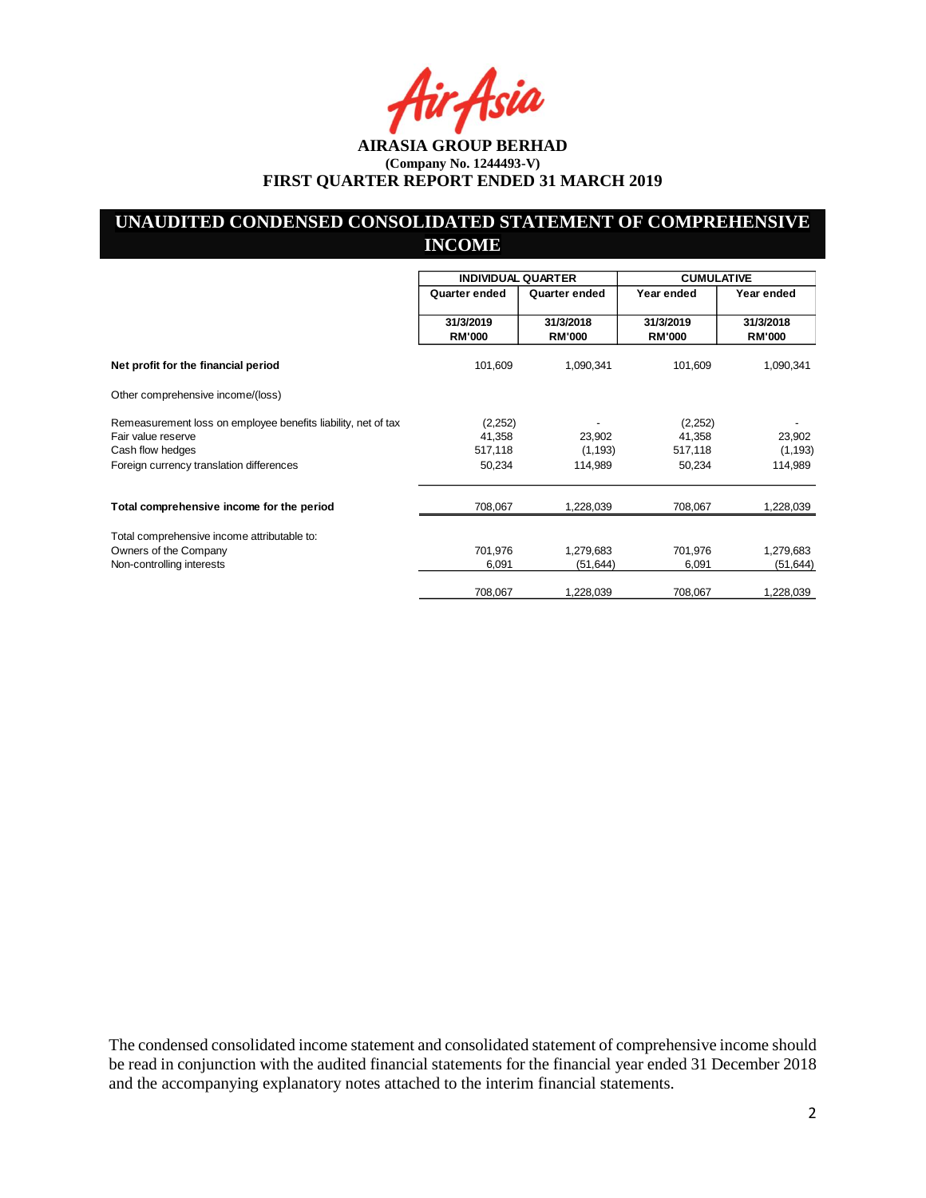**AIRASIA GROUP BERHAD**
**(Company No. 1244493-V)**
**FIRST QUARTER REPORT ENDED 31 MARCH 2019**

## UNAUDITED CONDENSED CONSOLIDATED STATEMENT OF COMPREHENSIVE INCOME

| | INDIVIDUAL QUARTER | | CUMULATIVE | |
|---|---|---|---|---|
| | Quarter ended | Quarter ended | Year ended | Year ended |
| | 31/3/2019 RM'000 | 31/3/2018 RM'000 | 31/3/2019 RM'000 | 31/3/2018 RM'000 |
| **Net profit for the financial period** | 101,609 | 1,090,341 | 101,609 | 1,090,341 |
| Other comprehensive income/(loss) | | | | |
| Remeasurement loss on employee benefits liability, net of tax | (2,252) | - | (2,252) | - |
| Fair value reserve | 41,358 | 23,902 | 41,358 | 23,902 |
| Cash flow hedges | 517,118 | (1,193) | 517,118 | (1,193) |
| Foreign currency translation differences | 50,234 | 114,989 | 50,234 | 114,989 |
| **Total comprehensive income for the period** | 708,067 | 1,228,039 | 708,067 | 1,228,039 |
| Total comprehensive income attributable to: | | | | |
| Owners of the Company | 701,976 | 1,279,683 | 701,976 | 1,279,683 |
| Non-controlling interests | 6,091 | (51,644) | 6,091 | (51,644) |
| | 708,067 | 1,228,039 | 708,067 | 1,228,039 |

The condensed consolidated income statement and consolidated statement of comprehensive income should be read in conjunction with the audited financial statements for the financial year ended 31 December 2018 and the accompanying explanatory notes attached to the interim financial statements.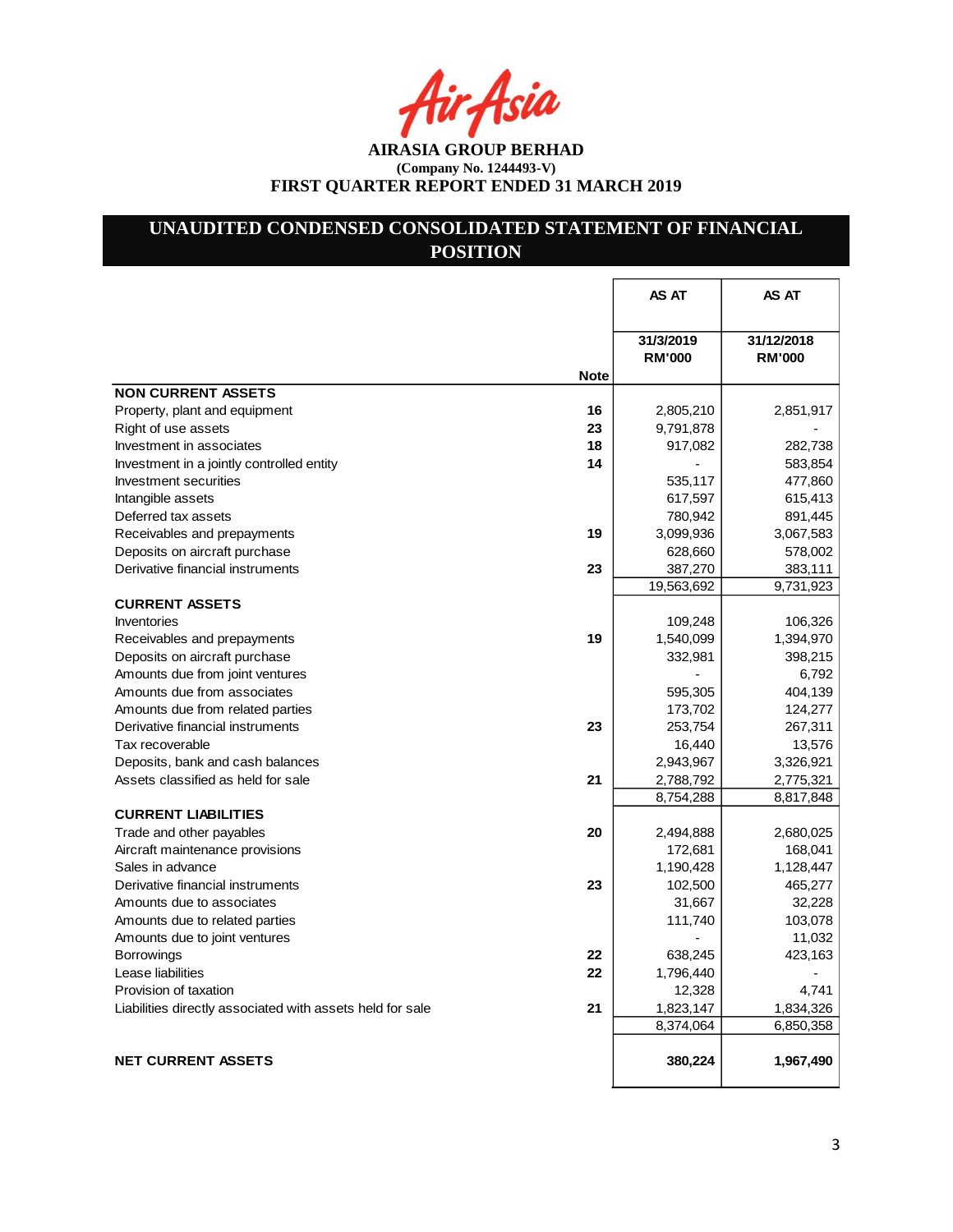**AIRASIA GROUP BERHAD**
**(Company No. 1244493-V)**
**FIRST QUARTER REPORT ENDED 31 MARCH 2019**

# UNAUDITED CONDENSED CONSOLIDATED STATEMENT OF FINANCIAL POSITION

| | Note | AS AT 31/3/2019 RM'000 | AS AT 31/12/2018 RM'000 |
|---|---|---|---|
| **NON CURRENT ASSETS** | | | |
| Property, plant and equipment | 16 | 2,805,210 | 2,851,917 |
| Right of use assets | 23 | 9,791,878 | - |
| Investment in associates | 18 | 917,082 | 282,738 |
| Investment in a jointly controlled entity | 14 | - | 583,854 |
| Investment securities | | 535,117 | 477,860 |
| Intangible assets | | 617,597 | 615,413 |
| Deferred tax assets | | 780,942 | 891,445 |
| Receivables and prepayments | 19 | 3,099,936 | 3,067,583 |
| Deposits on aircraft purchase | | 628,660 | 578,002 |
| Derivative financial instruments | 23 | 387,270 | 383,111 |
| | | 19,563,692 | 9,731,923 |
| **CURRENT ASSETS** | | | |
| Inventories | | 109,248 | 106,326 |
| Receivables and prepayments | 19 | 1,540,099 | 1,394,970 |
| Deposits on aircraft purchase | | 332,981 | 398,215 |
| Amounts due from joint ventures | | - | 6,792 |
| Amounts due from associates | | 595,305 | 404,139 |
| Amounts due from related parties | | 173,702 | 124,277 |
| Derivative financial instruments | 23 | 253,754 | 267,311 |
| Tax recoverable | | 16,440 | 13,576 |
| Deposits, bank and cash balances | | 2,943,967 | 3,326,921 |
| Assets classified as held for sale | 21 | 2,788,792 | 2,775,321 |
| | | 8,754,288 | 8,817,848 |
| **CURRENT LIABILITIES** | | | |
| Trade and other payables | 20 | 2,494,888 | 2,680,025 |
| Aircraft maintenance provisions | | 172,681 | 168,041 |
| Sales in advance | | 1,190,428 | 1,128,447 |
| Derivative financial instruments | 23 | 102,500 | 465,277 |
| Amounts due to associates | | 31,667 | 32,228 |
| Amounts due to related parties | | 111,740 | 103,078 |
| Amounts due to joint ventures | | - | 11,032 |
| Borrowings | 22 | 638,245 | 423,163 |
| Lease liabilities | 22 | 1,796,440 | - |
| Provision of taxation | | 12,328 | 4,741 |
| Liabilities directly associated with assets held for sale | 21 | 1,823,147 | 1,834,326 |
| | | 8,374,064 | 6,850,358 |
| **NET CURRENT ASSETS** | | **380,224** | **1,967,490** |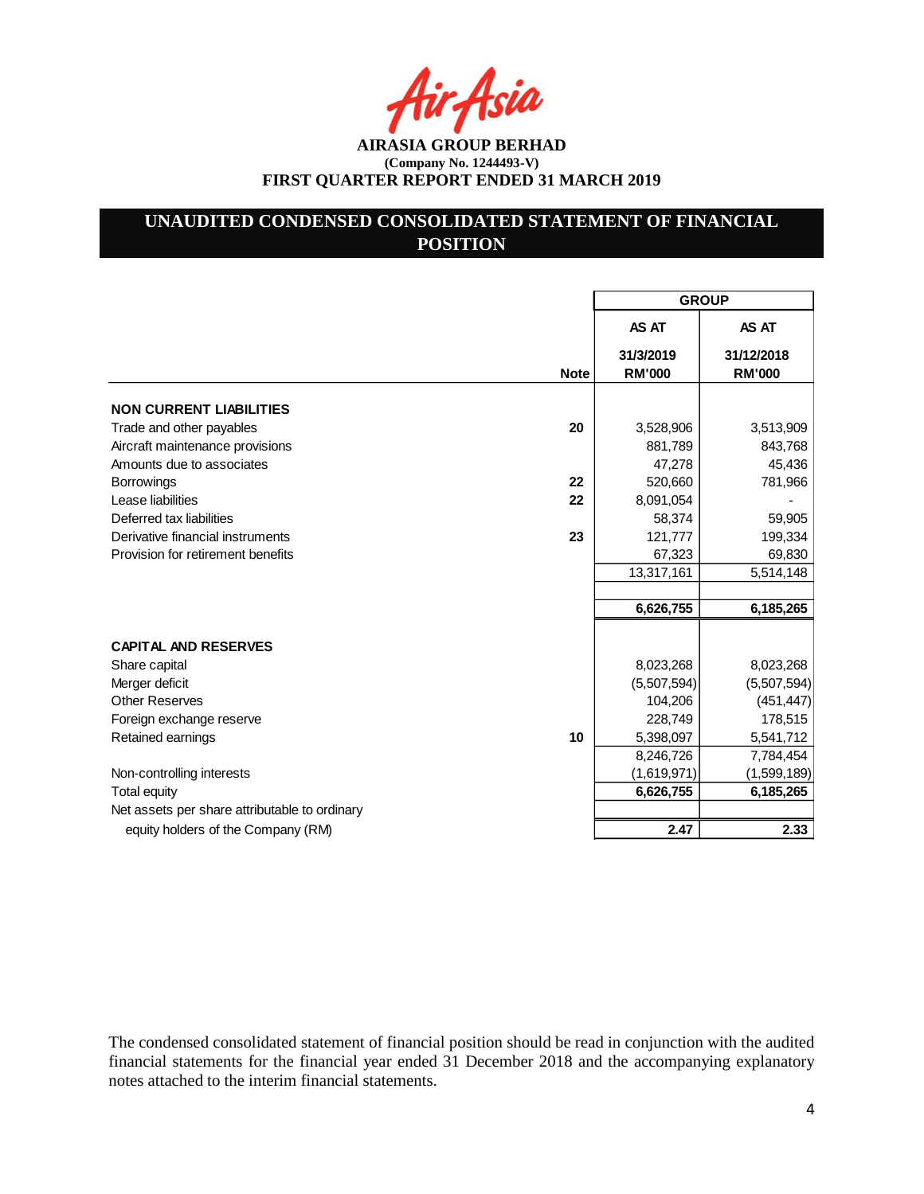**AIRASIA GROUP BERHAD**
**(Company No. 1244493-V)**
**FIRST QUARTER REPORT ENDED 31 MARCH 2019**

## UNAUDITED CONDENSED CONSOLIDATED STATEMENT OF FINANCIAL POSITION

| | Note | GROUP | |
|---|---|---|---|
| | | AS AT 31/3/2019 RM'000 | AS AT 31/12/2018 RM'000 |
| **NON CURRENT LIABILITIES** | | | |
| Trade and other payables | 20 | 3,528,906 | 3,513,909 |
| Aircraft maintenance provisions | | 881,789 | 843,768 |
| Amounts due to associates | | 47,278 | 45,436 |
| Borrowings | 22 | 520,660 | 781,966 |
| Lease liabilities | 22 | 8,091,054 | - |
| Deferred tax liabilities | | 58,374 | 59,905 |
| Derivative financial instruments | 23 | 121,777 | 199,334 |
| Provision for retirement benefits | | 67,323 | 69,830 |
| | | 13,317,161 | 5,514,148 |
| | | | |
| | | **6,626,755** | **6,185,265** |
| **CAPITAL AND RESERVES** | | | |
| Share capital | | 8,023,268 | 8,023,268 |
| Merger deficit | | (5,507,594) | (5,507,594) |
| Other Reserves | | 104,206 | (451,447) |
| Foreign exchange reserve | | 228,749 | 178,515 |
| Retained earnings | 10 | 5,398,097 | 5,541,712 |
| | | 8,246,726 | 7,784,454 |
| Non-controlling interests | | (1,619,971) | (1,599,189) |
| Total equity | | **6,626,755** | **6,185,265** |
| Net assets per share attributable to ordinary equity holders of the Company (RM) | | **2.47** | **2.33** |

The condensed consolidated statement of financial position should be read in conjunction with the audited financial statements for the financial year ended 31 December 2018 and the accompanying explanatory notes attached to the interim financial statements.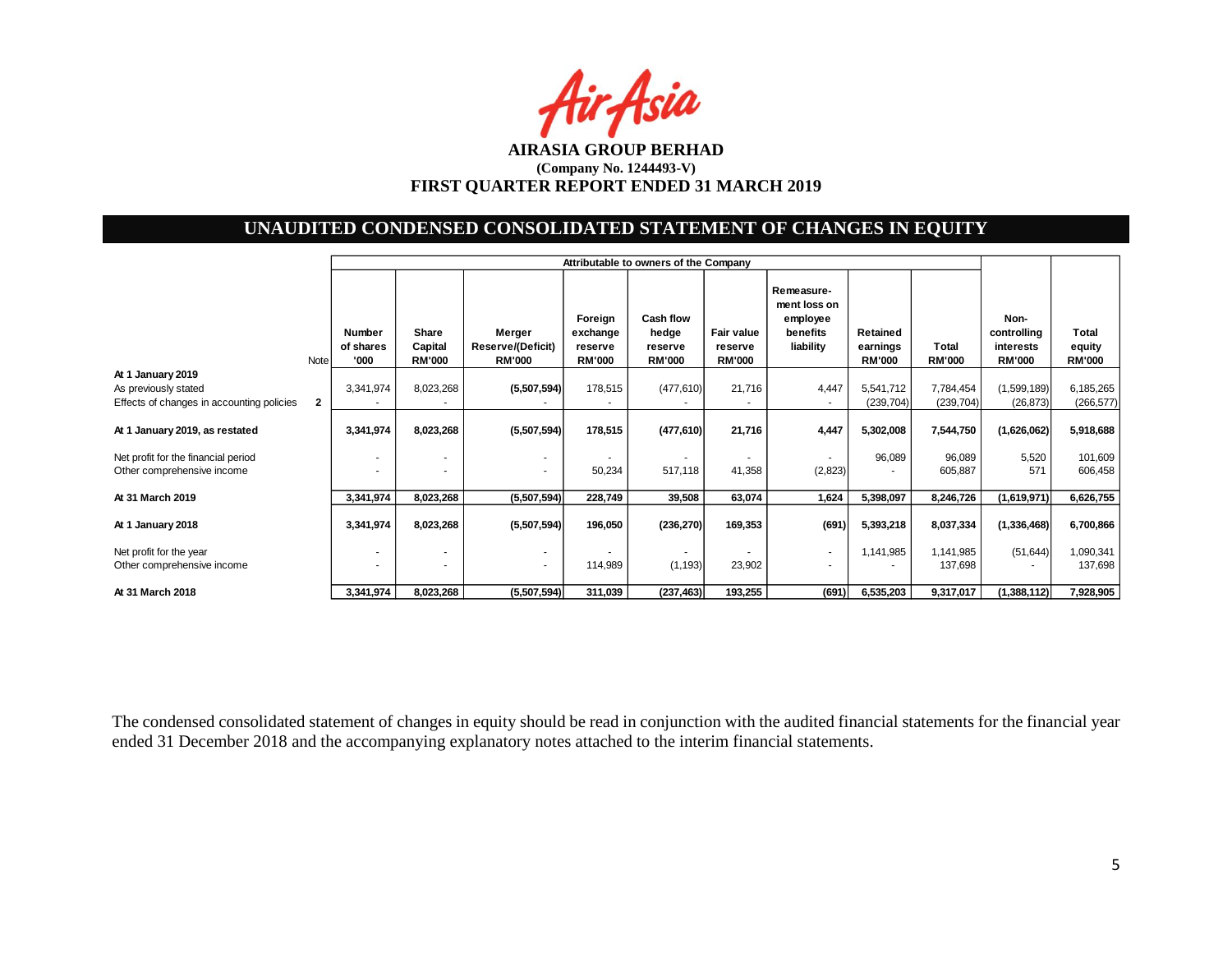**AIRASIA GROUP BERHAD**

**(Company No. 1244493-V)**

**FIRST QUARTER REPORT ENDED 31 MARCH 2019**

## UNAUDITED CONDENSED CONSOLIDATED STATEMENT OF CHANGES IN EQUITY

| | | Attributable to owners of the Company | | | | | | | | | | |
|---|---|---|---|---|---|---|---|---|---|---|---|---|
| | Note | Number of shares '000 | Share Capital RM'000 | Merger Reserve/(Deficit) RM'000 | Foreign exchange reserve RM'000 | Cash flow hedge reserve RM'000 | Fair value reserve RM'000 | Remeasurement loss on employee benefits liability | Retained earnings RM'000 | Total RM'000 | Non-controlling interests RM'000 | Total equity RM'000 |
| **At 1 January 2019** | | | | | | | | | | | | |
| As previously stated | | 3,341,974 | 8,023,268 | **(5,507,594)** | 178,515 | (477,610) | 21,716 | 4,447 | 5,541,712 | 7,784,454 | (1,599,189) | 6,185,265 |
| Effects of changes in accounting policies | 2 | - | - | - | - | - | - | - | (239,704) | (239,704) | (26,873) | (266,577) |
| **At 1 January 2019, as restated** | | **3,341,974** | **8,023,268** | **(5,507,594)** | **178,515** | **(477,610)** | **21,716** | **4,447** | **5,302,008** | **7,544,750** | **(1,626,062)** | **5,918,688** |
| Net profit for the financial period | | - | - | - | - | - | - | - | 96,089 | 96,089 | 5,520 | 101,609 |
| Other comprehensive income | | - | - | - | 50,234 | 517,118 | 41,358 | (2,823) | - | 605,887 | 571 | 606,458 |
| **At 31 March 2019** | | **3,341,974** | **8,023,268** | **(5,507,594)** | **228,749** | **39,508** | **63,074** | **1,624** | **5,398,097** | **8,246,726** | **(1,619,971)** | **6,626,755** |
| **At 1 January 2018** | | **3,341,974** | **8,023,268** | **(5,507,594)** | **196,050** | **(236,270)** | **169,353** | **(691)** | **5,393,218** | **8,037,334** | **(1,336,468)** | **6,700,866** |
| Net profit for the year | | - | - | - | - | - | - | - | 1,141,985 | 1,141,985 | (51,644) | 1,090,341 |
| Other comprehensive income | | - | - | - | 114,989 | (1,193) | 23,902 | - | - | 137,698 | - | 137,698 |
| **At 31 March 2018** | | **3,341,974** | **8,023,268** | **(5,507,594)** | **311,039** | **(237,463)** | **193,255** | **(691)** | **6,535,203** | **9,317,017** | **(1,388,112)** | **7,928,905** |

The condensed consolidated statement of changes in equity should be read in conjunction with the audited financial statements for the financial year ended 31 December 2018 and the accompanying explanatory notes attached to the interim financial statements.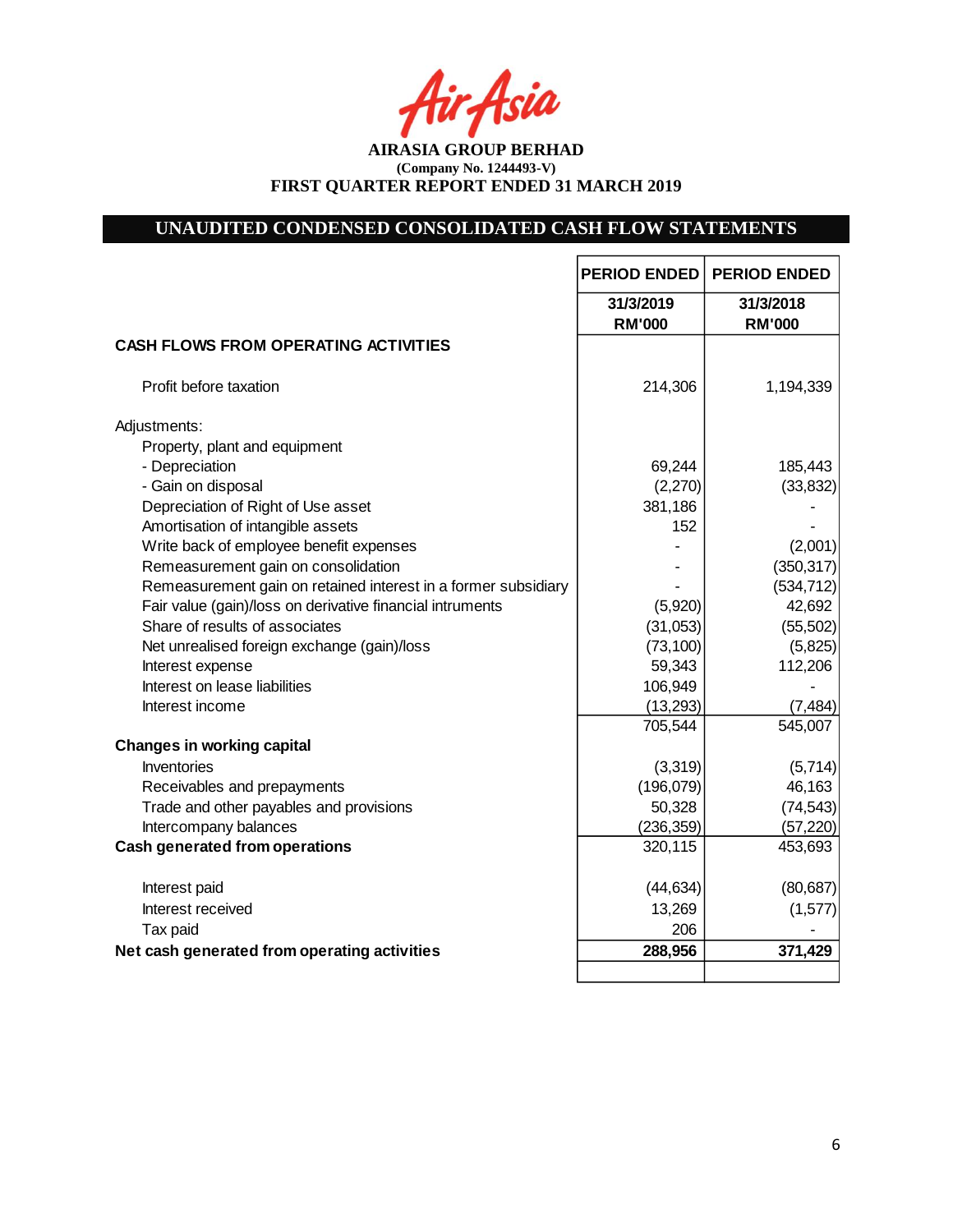AirAsia

**AIRASIA GROUP BERHAD**
**(Company No. 1244493-V)**
**FIRST QUARTER REPORT ENDED 31 MARCH 2019**

## UNAUDITED CONDENSED CONSOLIDATED CASH FLOW STATEMENTS

| | PERIOD ENDED | PERIOD ENDED |
|---|---|---|
| | 31/3/2019 RM'000 | 31/3/2018 RM'000 |
| **CASH FLOWS FROM OPERATING ACTIVITIES** | | |
| Profit before taxation | 214,306 | 1,194,339 |
| Adjustments: | | |
| Property, plant and equipment | | |
| - Depreciation | 69,244 | 185,443 |
| - Gain on disposal | (2,270) | (33,832) |
| Depreciation of Right of Use asset | 381,186 | - |
| Amortisation of intangible assets | 152 | - |
| Write back of employee benefit expenses | - | (2,001) |
| Remeasurement gain on consolidation | - | (350,317) |
| Remeasurement gain on retained interest in a former subsidiary | - | (534,712) |
| Fair value (gain)/loss on derivative financial intruments | (5,920) | 42,692 |
| Share of results of associates | (31,053) | (55,502) |
| Net unrealised foreign exchange (gain)/loss | (73,100) | (5,825) |
| Interest expense | 59,343 | 112,206 |
| Interest on lease liabilities | 106,949 | - |
| Interest income | (13,293) | (7,484) |
| | 705,544 | 545,007 |
| **Changes in working capital** | | |
| Inventories | (3,319) | (5,714) |
| Receivables and prepayments | (196,079) | 46,163 |
| Trade and other payables and provisions | 50,328 | (74,543) |
| Intercompany balances | (236,359) | (57,220) |
| **Cash generated from operations** | 320,115 | 453,693 |
| Interest paid | (44,634) | (80,687) |
| Interest received | 13,269 | (1,577) |
| Tax paid | 206 | - |
| **Net cash generated from operating activities** | **288,956** | **371,429** |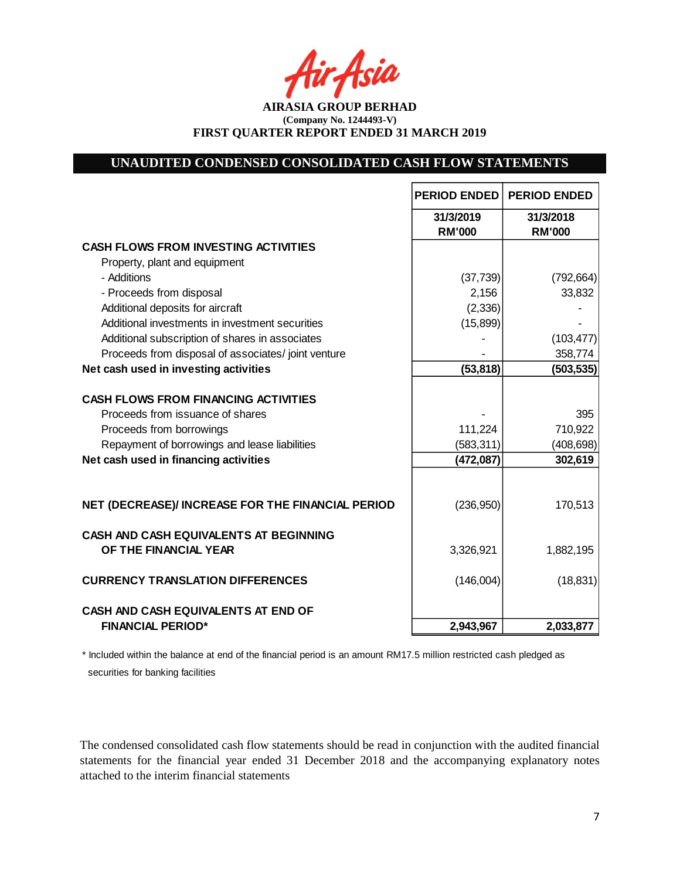**AIRASIA GROUP BERHAD**
**(Company No. 1244493-V)**
**FIRST QUARTER REPORT ENDED 31 MARCH 2019**

## UNAUDITED CONDENSED CONSOLIDATED CASH FLOW STATEMENTS

| | PERIOD ENDED | PERIOD ENDED |
|---|---|---|
| | 31/3/2019 RM'000 | 31/3/2018 RM'000 |
| **CASH FLOWS FROM INVESTING ACTIVITIES** | | |
| Property, plant and equipment | | |
| - Additions | (37,739) | (792,664) |
| - Proceeds from disposal | 2,156 | 33,832 |
| Additional deposits for aircraft | (2,336) | - |
| Additional investments in investment securities | (15,899) | - |
| Additional subscription of shares in associates | - | (103,477) |
| Proceeds from disposal of associates/ joint venture | - | 358,774 |
| **Net cash used in investing activities** | **(53,818)** | **(503,535)** |
| **CASH FLOWS FROM FINANCING ACTIVITIES** | | |
| Proceeds from issuance of shares | - | 395 |
| Proceeds from borrowings | 111,224 | 710,922 |
| Repayment of borrowings and lease liabilities | (583,311) | (408,698) |
| **Net cash used in financing activities** | **(472,087)** | **302,619** |
| **NET (DECREASE)/ INCREASE FOR THE FINANCIAL PERIOD** | (236,950) | 170,513 |
| **CASH AND CASH EQUIVALENTS AT BEGINNING OF THE FINANCIAL YEAR** | 3,326,921 | 1,882,195 |
| **CURRENCY TRANSLATION DIFFERENCES** | (146,004) | (18,831) |
| **CASH AND CASH EQUIVALENTS AT END OF FINANCIAL PERIOD*** | **2,943,967** | **2,033,877** |

* Included within the balance at end of the financial period is an amount RM17.5 million restricted cash pledged as securities for banking facilities

The condensed consolidated cash flow statements should be read in conjunction with the audited financial statements for the financial year ended 31 December 2018 and the accompanying explanatory notes attached to the interim financial statements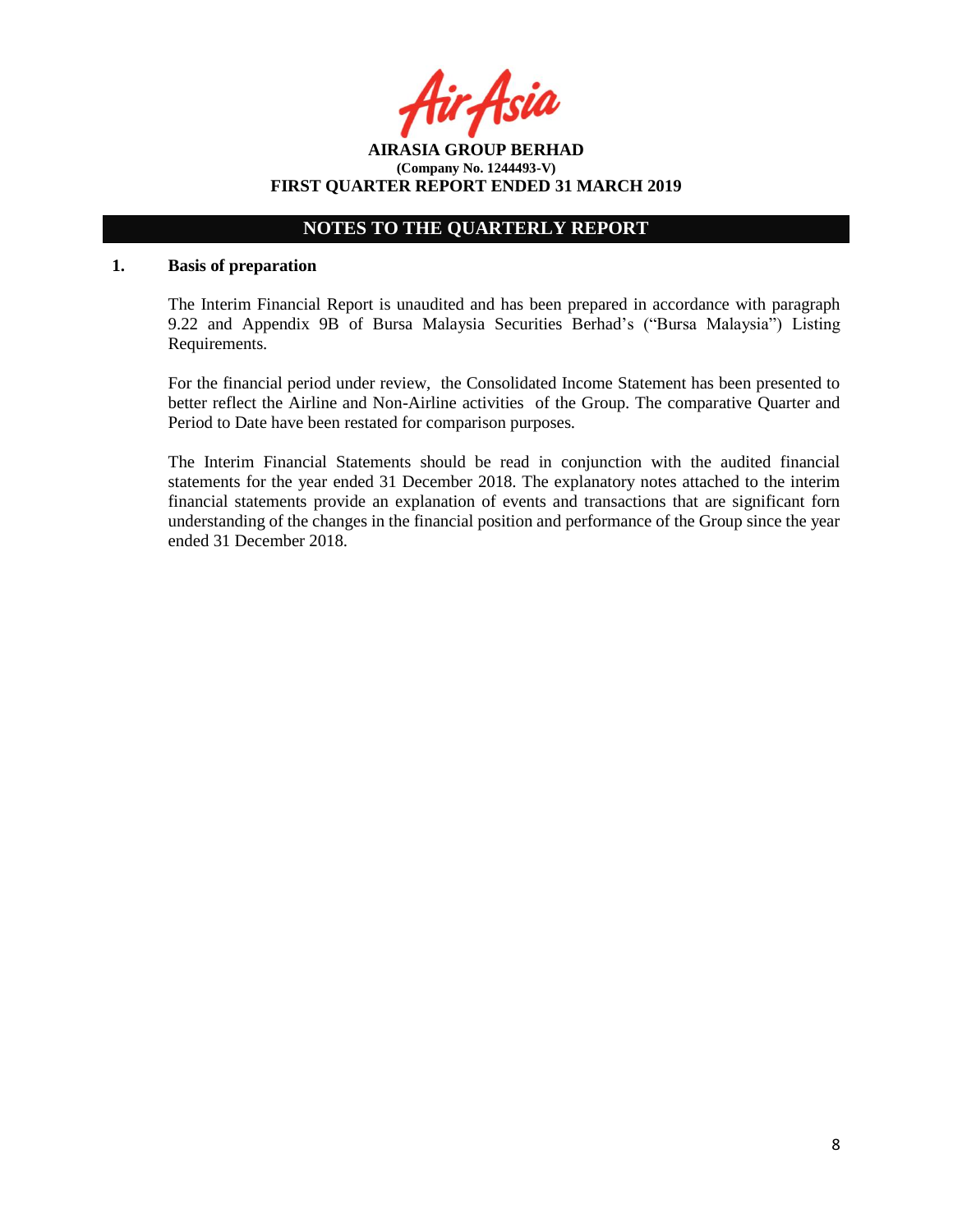**AIRASIA GROUP BERHAD**
**(Company No. 1244493-V)**
**FIRST QUARTER REPORT ENDED 31 MARCH 2019**

## NOTES TO THE QUARTERLY REPORT

### 1. Basis of preparation

The Interim Financial Report is unaudited and has been prepared in accordance with paragraph 9.22 and Appendix 9B of Bursa Malaysia Securities Berhad's ("Bursa Malaysia") Listing Requirements.

For the financial period under review, the Consolidated Income Statement has been presented to better reflect the Airline and Non-Airline activities of the Group. The comparative Quarter and Period to Date have been restated for comparison purposes.

The Interim Financial Statements should be read in conjunction with the audited financial statements for the year ended 31 December 2018. The explanatory notes attached to the interim financial statements provide an explanation of events and transactions that are significant forn understanding of the changes in the financial position and performance of the Group since the year ended 31 December 2018.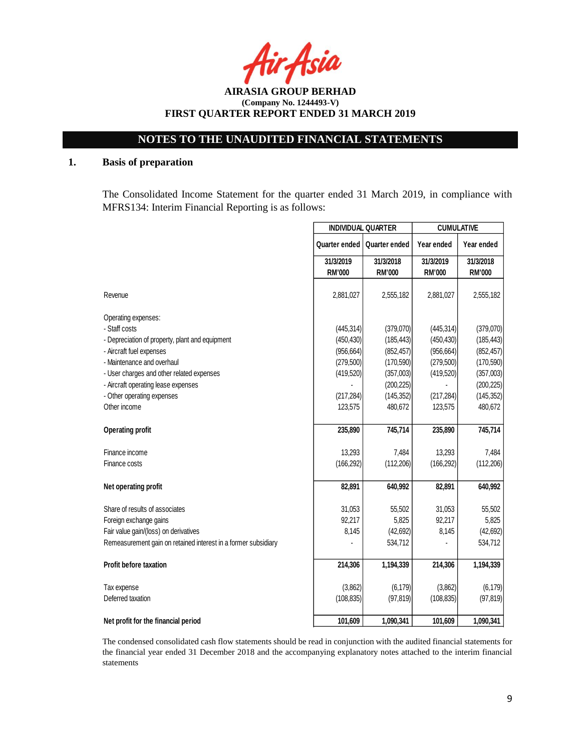**AIRASIA GROUP BERHAD**
**(Company No. 1244493-V)**
**FIRST QUARTER REPORT ENDED 31 MARCH 2019**

## NOTES TO THE UNAUDITED FINANCIAL STATEMENTS

### 1. Basis of preparation

The Consolidated Income Statement for the quarter ended 31 March 2019, in compliance with MFRS134: Interim Financial Reporting is as follows:

| | INDIVIDUAL QUARTER | | CUMULATIVE | |
|---|---|---|---|---|
| | Quarter ended | Quarter ended | Year ended | Year ended |
| | 31/3/2019 RM'000 | 31/3/2018 RM'000 | 31/3/2019 RM'000 | 31/3/2018 RM'000 |
| Revenue | 2,881,027 | 2,555,182 | 2,881,027 | 2,555,182 |
| Operating expenses: | | | | |
| - Staff costs | (445,314) | (379,070) | (445,314) | (379,070) |
| - Depreciation of property, plant and equipment | (450,430) | (185,443) | (450,430) | (185,443) |
| - Aircraft fuel expenses | (956,664) | (852,457) | (956,664) | (852,457) |
| - Maintenance and overhaul | (279,500) | (170,590) | (279,500) | (170,590) |
| - User charges and other related expenses | (419,520) | (357,003) | (419,520) | (357,003) |
| - Aircraft operating lease expenses | - | (200,225) | - | (200,225) |
| - Other operating expenses | (217,284) | (145,352) | (217,284) | (145,352) |
| Other income | 123,575 | 480,672 | 123,575 | 480,672 |
| **Operating profit** | **235,890** | **745,714** | **235,890** | **745,714** |
| Finance income | 13,293 | 7,484 | 13,293 | 7,484 |
| Finance costs | (166,292) | (112,206) | (166,292) | (112,206) |
| **Net operating profit** | **82,891** | **640,992** | **82,891** | **640,992** |
| Share of results of associates | 31,053 | 55,502 | 31,053 | 55,502 |
| Foreign exchange gains | 92,217 | 5,825 | 92,217 | 5,825 |
| Fair value gain/(loss) on derivatives | 8,145 | (42,692) | 8,145 | (42,692) |
| Remeasurement gain on retained interest in a former subsidiary | - | 534,712 | - | 534,712 |
| **Profit before taxation** | **214,306** | **1,194,339** | **214,306** | **1,194,339** |
| Tax expense | (3,862) | (6,179) | (3,862) | (6,179) |
| Deferred taxation | (108,835) | (97,819) | (108,835) | (97,819) |
| **Net profit for the financial period** | **101,609** | **1,090,341** | **101,609** | **1,090,341** |

The condensed consolidated cash flow statements should be read in conjunction with the audited financial statements for the financial year ended 31 December 2018 and the accompanying explanatory notes attached to the interim financial statements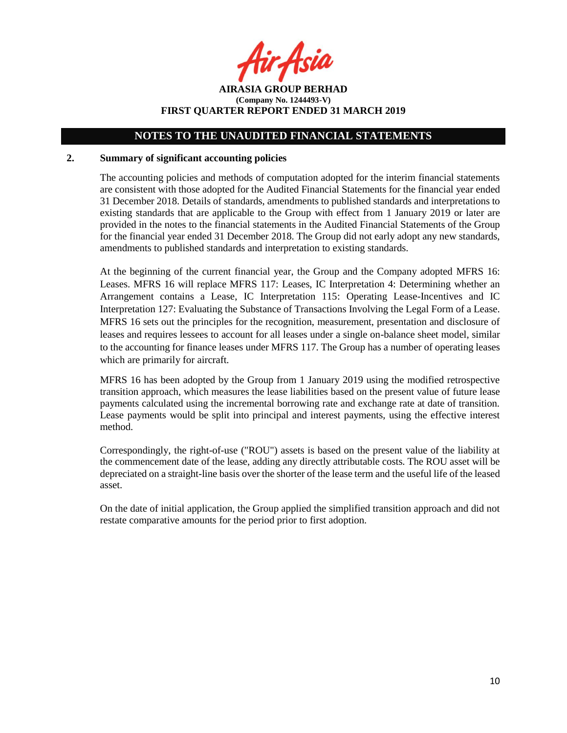**AIRASIA GROUP BERHAD**
**(Company No. 1244493-V)**
**FIRST QUARTER REPORT ENDED 31 MARCH 2019**

## NOTES TO THE UNAUDITED FINANCIAL STATEMENTS

### 2. Summary of significant accounting policies

The accounting policies and methods of computation adopted for the interim financial statements are consistent with those adopted for the Audited Financial Statements for the financial year ended 31 December 2018. Details of standards, amendments to published standards and interpretations to existing standards that are applicable to the Group with effect from 1 January 2019 or later are provided in the notes to the financial statements in the Audited Financial Statements of the Group for the financial year ended 31 December 2018. The Group did not early adopt any new standards, amendments to published standards and interpretation to existing standards.

At the beginning of the current financial year, the Group and the Company adopted MFRS 16: Leases. MFRS 16 will replace MFRS 117: Leases, IC Interpretation 4: Determining whether an Arrangement contains a Lease, IC Interpretation 115: Operating Lease-Incentives and IC Interpretation 127: Evaluating the Substance of Transactions Involving the Legal Form of a Lease. MFRS 16 sets out the principles for the recognition, measurement, presentation and disclosure of leases and requires lessees to account for all leases under a single on-balance sheet model, similar to the accounting for finance leases under MFRS 117. The Group has a number of operating leases which are primarily for aircraft.

MFRS 16 has been adopted by the Group from 1 January 2019 using the modified retrospective transition approach, which measures the lease liabilities based on the present value of future lease payments calculated using the incremental borrowing rate and exchange rate at date of transition. Lease payments would be split into principal and interest payments, using the effective interest method.

Correspondingly, the right-of-use ("ROU") assets is based on the present value of the liability at the commencement date of the lease, adding any directly attributable costs. The ROU asset will be depreciated on a straight-line basis over the shorter of the lease term and the useful life of the leased asset.

On the date of initial application, the Group applied the simplified transition approach and did not restate comparative amounts for the period prior to first adoption.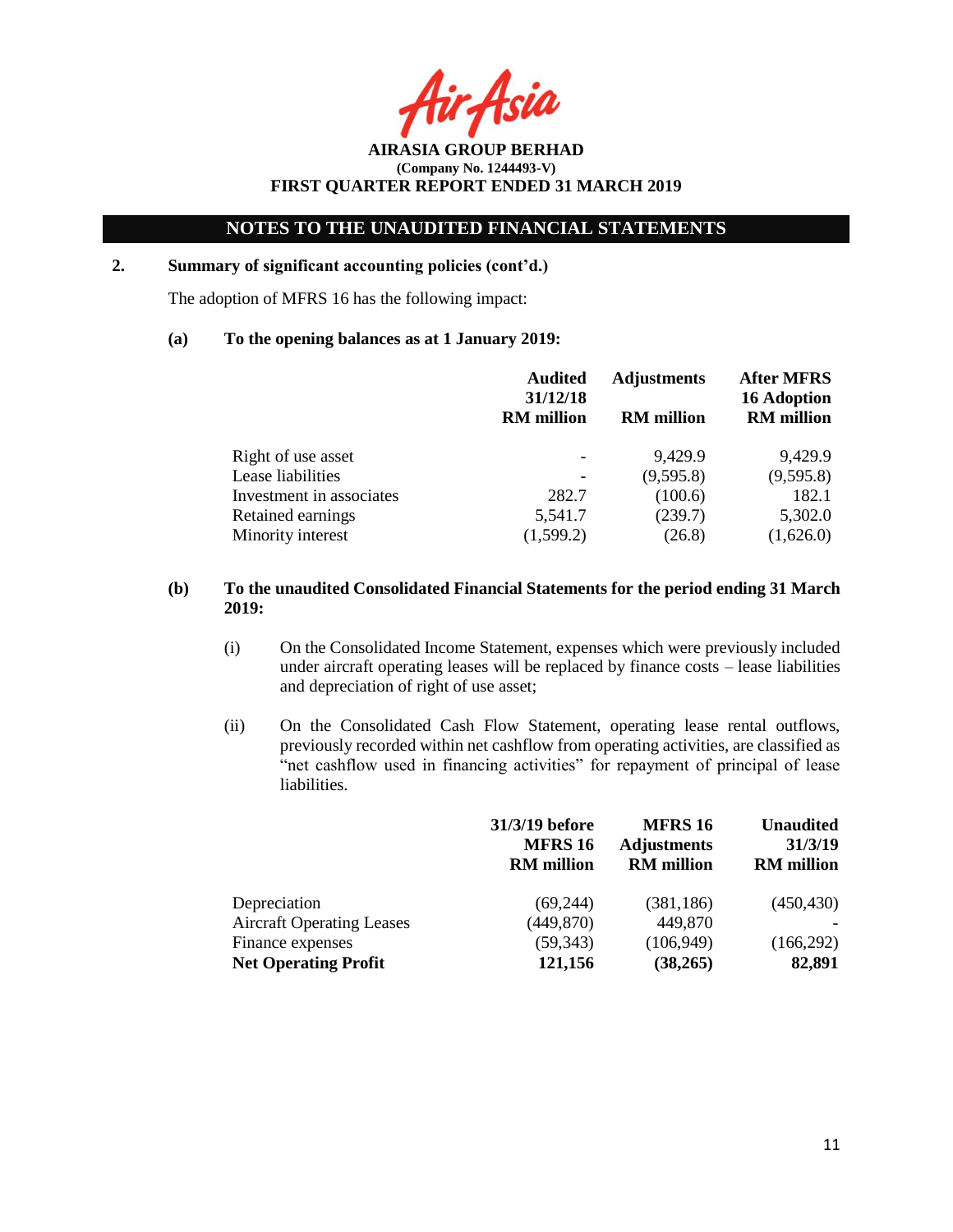## NOTES TO THE UNAUDITED FINANCIAL STATEMENTS

### 2. Summary of significant accounting policies (cont'd.)

The adoption of MFRS 16 has the following impact:

**(a) To the opening balances as at 1 January 2019:**

| | Audited 31/12/18 RM million | Adjustments RM million | After MFRS 16 Adoption RM million |
|---|---|---|---|
| Right of use asset | - | 9,429.9 | 9,429.9 |
| Lease liabilities | - | (9,595.8) | (9,595.8) |
| Investment in associates | 282.7 | (100.6) | 182.1 |
| Retained earnings | 5,541.7 | (239.7) | 5,302.0 |
| Minority interest | (1,599.2) | (26.8) | (1,626.0) |

**(b) To the unaudited Consolidated Financial Statements for the period ending 31 March 2019:**

(i) On the Consolidated Income Statement, expenses which were previously included under aircraft operating leases will be replaced by finance costs – lease liabilities and depreciation of right of use asset;

(ii) On the Consolidated Cash Flow Statement, operating lease rental outflows, previously recorded within net cashflow from operating activities, are classified as "net cashflow used in financing activities" for repayment of principal of lease liabilities.

| | 31/3/19 before MFRS 16 RM million | MFRS 16 Adjustments RM million | Unaudited 31/3/19 RM million |
|---|---|---|---|
| Depreciation | (69,244) | (381,186) | (450,430) |
| Aircraft Operating Leases | (449,870) | 449,870 | - |
| Finance expenses | (59,343) | (106,949) | (166,292) |
| **Net Operating Profit** | **121,156** | **(38,265)** | **82,891** |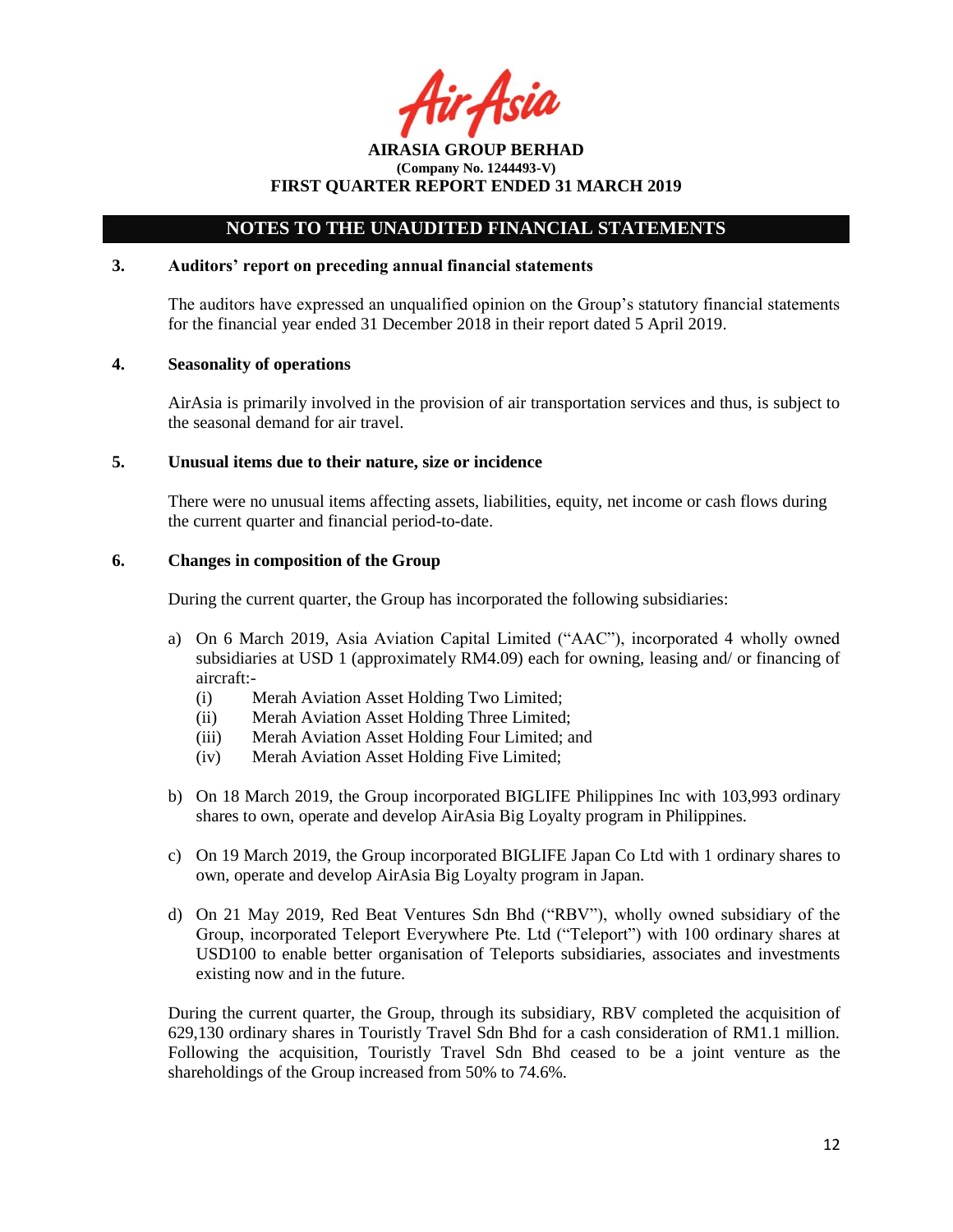## NOTES TO THE UNAUDITED FINANCIAL STATEMENTS

### 3. Auditors' report on preceding annual financial statements

The auditors have expressed an unqualified opinion on the Group's statutory financial statements for the financial year ended 31 December 2018 in their report dated 5 April 2019.

### 4. Seasonality of operations

AirAsia is primarily involved in the provision of air transportation services and thus, is subject to the seasonal demand for air travel.

### 5. Unusual items due to their nature, size or incidence

There were no unusual items affecting assets, liabilities, equity, net income or cash flows during the current quarter and financial period-to-date.

### 6. Changes in composition of the Group

During the current quarter, the Group has incorporated the following subsidiaries:

a) On 6 March 2019, Asia Aviation Capital Limited ("AAC"), incorporated 4 wholly owned subsidiaries at USD 1 (approximately RM4.09) each for owning, leasing and/ or financing of aircraft:-
   - (i) Merah Aviation Asset Holding Two Limited;
   - (ii) Merah Aviation Asset Holding Three Limited;
   - (iii) Merah Aviation Asset Holding Four Limited; and
   - (iv) Merah Aviation Asset Holding Five Limited;

b) On 18 March 2019, the Group incorporated BIGLIFE Philippines Inc with 103,993 ordinary shares to own, operate and develop AirAsia Big Loyalty program in Philippines.

c) On 19 March 2019, the Group incorporated BIGLIFE Japan Co Ltd with 1 ordinary shares to own, operate and develop AirAsia Big Loyalty program in Japan.

d) On 21 May 2019, Red Beat Ventures Sdn Bhd ("RBV"), wholly owned subsidiary of the Group, incorporated Teleport Everywhere Pte. Ltd ("Teleport") with 100 ordinary shares at USD100 to enable better organisation of Teleports subsidiaries, associates and investments existing now and in the future.

During the current quarter, the Group, through its subsidiary, RBV completed the acquisition of 629,130 ordinary shares in Touristly Travel Sdn Bhd for a cash consideration of RM1.1 million. Following the acquisition, Touristly Travel Sdn Bhd ceased to be a joint venture as the shareholdings of the Group increased from 50% to 74.6%.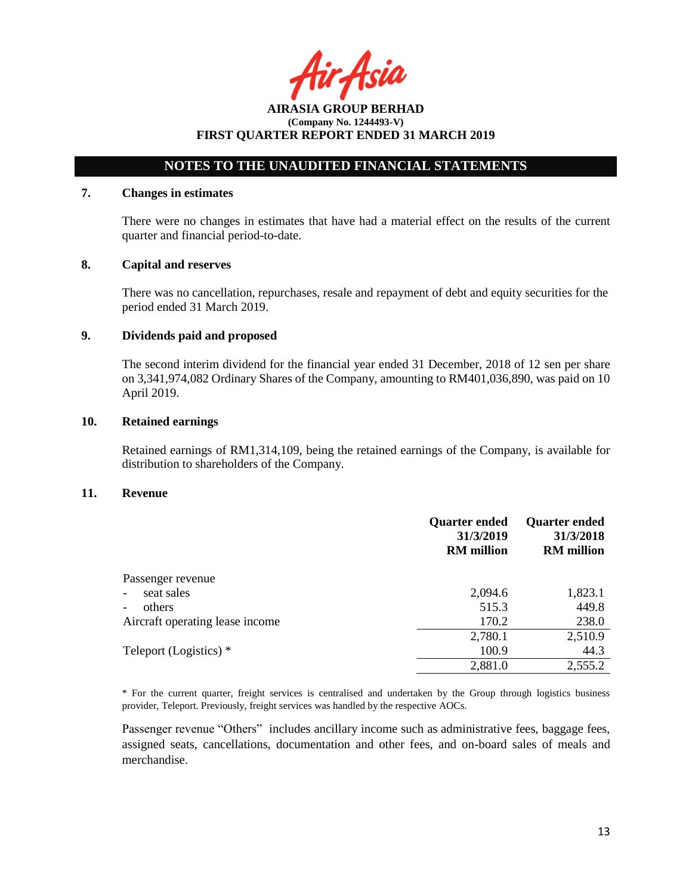**AIRASIA GROUP BERHAD**
**(Company No. 1244493-V)**
**FIRST QUARTER REPORT ENDED 31 MARCH 2019**

## NOTES TO THE UNAUDITED FINANCIAL STATEMENTS

### 7. Changes in estimates

There were no changes in estimates that have had a material effect on the results of the current quarter and financial period-to-date.

### 8. Capital and reserves

There was no cancellation, repurchases, resale and repayment of debt and equity securities for the period ended 31 March 2019.

### 9. Dividends paid and proposed

The second interim dividend for the financial year ended 31 December, 2018 of 12 sen per share on 3,341,974,082 Ordinary Shares of the Company, amounting to RM401,036,890, was paid on 10 April 2019.

### 10. Retained earnings

Retained earnings of RM1,314,109, being the retained earnings of the Company, is available for distribution to shareholders of the Company.

### 11. Revenue

| | Quarter ended 31/3/2019 RM million | Quarter ended 31/3/2018 RM million |
|---|---|---|
| Passenger revenue | | |
| - seat sales | 2,094.6 | 1,823.1 |
| - others | 515.3 | 449.8 |
| Aircraft operating lease income | 170.2 | 238.0 |
| | 2,780.1 | 2,510.9 |
| Teleport (Logistics) * | 100.9 | 44.3 |
| | 2,881.0 | 2,555.2 |

* For the current quarter, freight services is centralised and undertaken by the Group through logistics business provider, Teleport. Previously, freight services was handled by the respective AOCs.

Passenger revenue "Others" includes ancillary income such as administrative fees, baggage fees, assigned seats, cancellations, documentation and other fees, and on-board sales of meals and merchandise.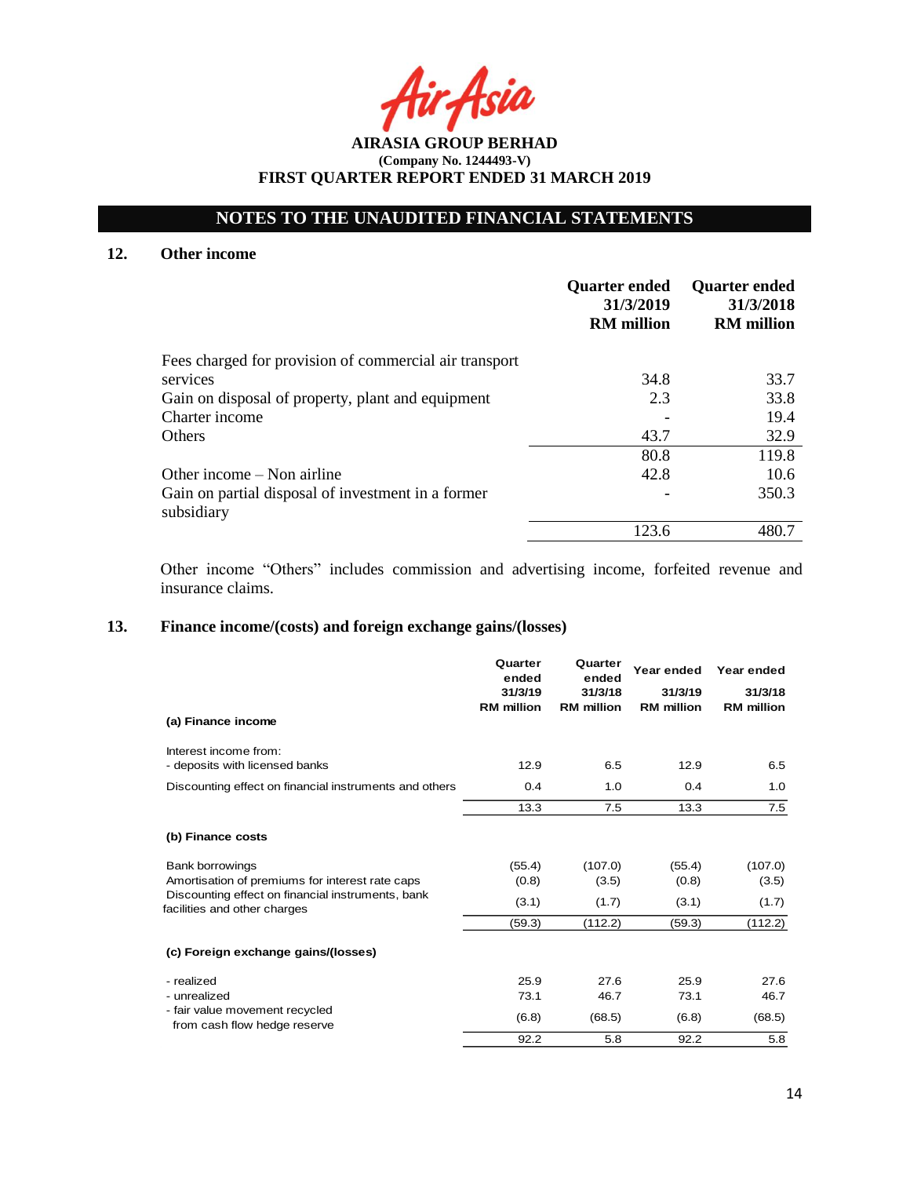**AIRASIA GROUP BERHAD**
**(Company No. 1244493-V)**
**FIRST QUARTER REPORT ENDED 31 MARCH 2019**

## NOTES TO THE UNAUDITED FINANCIAL STATEMENTS

### 12. Other income

| | Quarter ended 31/3/2019 RM million | Quarter ended 31/3/2018 RM million |
|---|---|---|
| Fees charged for provision of commercial air transport services | 34.8 | 33.7 |
| Gain on disposal of property, plant and equipment | 2.3 | 33.8 |
| Charter income | - | 19.4 |
| Others | 43.7 | 32.9 |
| | 80.8 | 119.8 |
| Other income – Non airline | 42.8 | 10.6 |
| Gain on partial disposal of investment in a former subsidiary | - | 350.3 |
| | 123.6 | 480.7 |

Other income "Others" includes commission and advertising income, forfeited revenue and insurance claims.

### 13. Finance income/(costs) and foreign exchange gains/(losses)

| | Quarter ended 31/3/19 RM million | Quarter ended 31/3/18 RM million | Year ended 31/3/19 RM million | Year ended 31/3/18 RM million |
|---|---|---|---|---|
| **(a) Finance income** | | | | |
| Interest income from: | | | | |
| - deposits with licensed banks | 12.9 | 6.5 | 12.9 | 6.5 |
| Discounting effect on financial instruments and others | 0.4 | 1.0 | 0.4 | 1.0 |
| | 13.3 | 7.5 | 13.3 | 7.5 |
| **(b) Finance costs** | | | | |
| Bank borrowings | (55.4) | (107.0) | (55.4) | (107.0) |
| Amortisation of premiums for interest rate caps | (0.8) | (3.5) | (0.8) | (3.5) |
| Discounting effect on financial instruments, bank facilities and other charges | (3.1) | (1.7) | (3.1) | (1.7) |
| | (59.3) | (112.2) | (59.3) | (112.2) |
| **(c) Foreign exchange gains/(losses)** | | | | |
| - realized | 25.9 | 27.6 | 25.9 | 27.6 |
| - unrealized | 73.1 | 46.7 | 73.1 | 46.7 |
| - fair value movement recycled from cash flow hedge reserve | (6.8) | (68.5) | (6.8) | (68.5) |
| | 92.2 | 5.8 | 92.2 | 5.8 |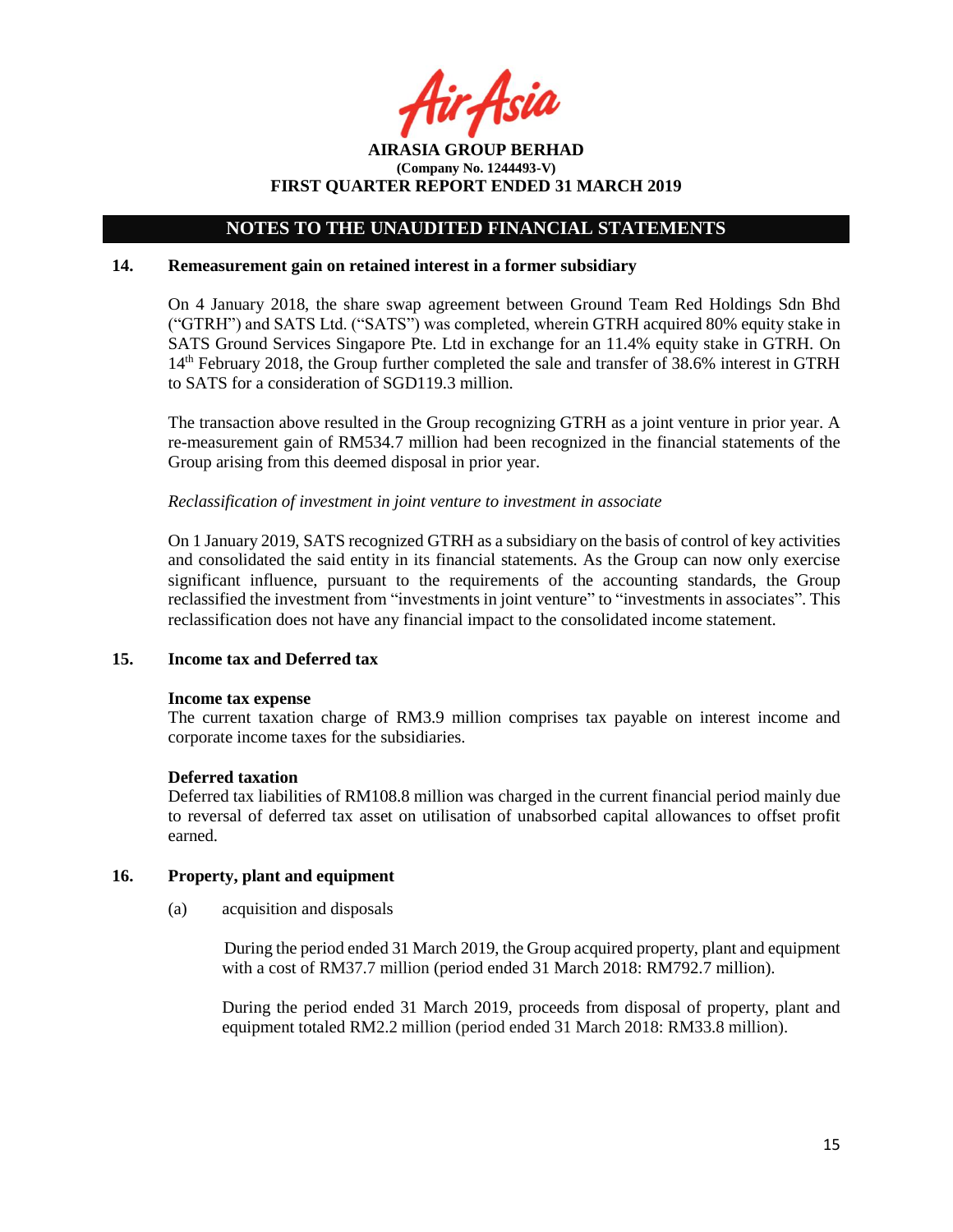## NOTES TO THE UNAUDITED FINANCIAL STATEMENTS

### 14. Remeasurement gain on retained interest in a former subsidiary

On 4 January 2018, the share swap agreement between Ground Team Red Holdings Sdn Bhd ("GTRH") and SATS Ltd. ("SATS") was completed, wherein GTRH acquired 80% equity stake in SATS Ground Services Singapore Pte. Ltd in exchange for an 11.4% equity stake in GTRH. On 14th February 2018, the Group further completed the sale and transfer of 38.6% interest in GTRH to SATS for a consideration of SGD119.3 million.

The transaction above resulted in the Group recognizing GTRH as a joint venture in prior year. A re-measurement gain of RM534.7 million had been recognized in the financial statements of the Group arising from this deemed disposal in prior year.

*Reclassification of investment in joint venture to investment in associate*

On 1 January 2019, SATS recognized GTRH as a subsidiary on the basis of control of key activities and consolidated the said entity in its financial statements. As the Group can now only exercise significant influence, pursuant to the requirements of the accounting standards, the Group reclassified the investment from "investments in joint venture" to "investments in associates". This reclassification does not have any financial impact to the consolidated income statement.

### 15. Income tax and Deferred tax

**Income tax expense**

The current taxation charge of RM3.9 million comprises tax payable on interest income and corporate income taxes for the subsidiaries.

**Deferred taxation**

Deferred tax liabilities of RM108.8 million was charged in the current financial period mainly due to reversal of deferred tax asset on utilisation of unabsorbed capital allowances to offset profit earned.

### 16. Property, plant and equipment

(a) acquisition and disposals

During the period ended 31 March 2019, the Group acquired property, plant and equipment with a cost of RM37.7 million (period ended 31 March 2018: RM792.7 million).

During the period ended 31 March 2019, proceeds from disposal of property, plant and equipment totaled RM2.2 million (period ended 31 March 2018: RM33.8 million).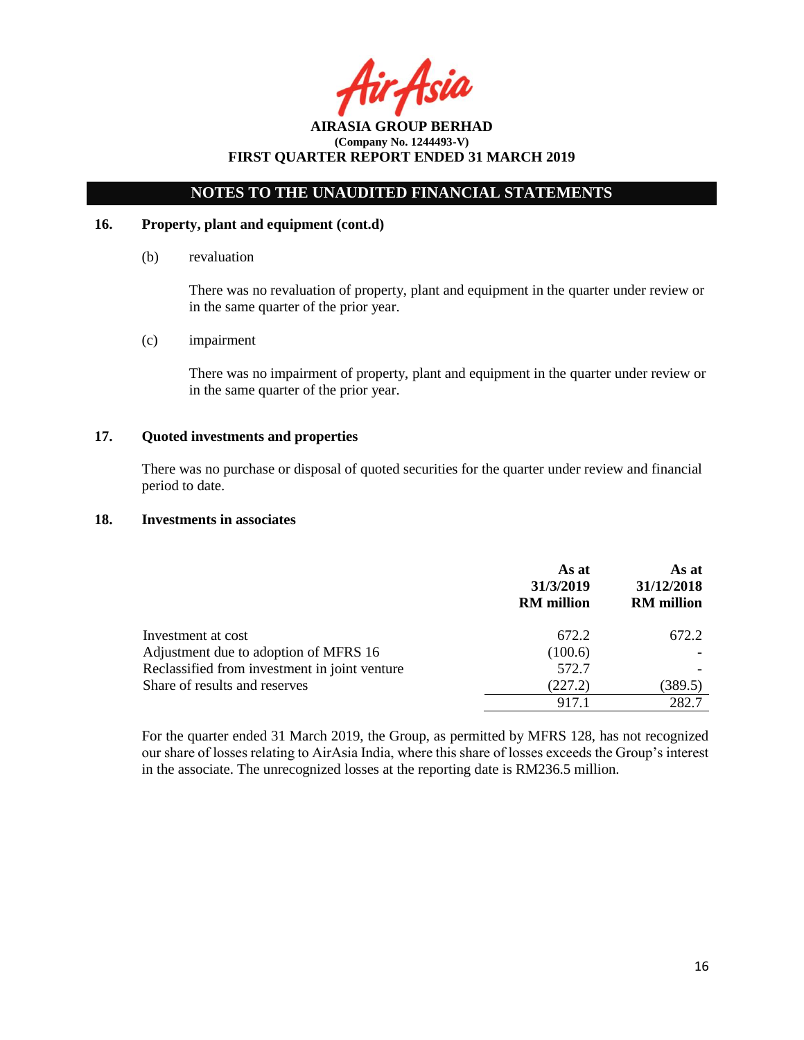## NOTES TO THE UNAUDITED FINANCIAL STATEMENTS

### 16. Property, plant and equipment (cont.d)

(b) revaluation

There was no revaluation of property, plant and equipment in the quarter under review or in the same quarter of the prior year.

(c) impairment

There was no impairment of property, plant and equipment in the quarter under review or in the same quarter of the prior year.

### 17. Quoted investments and properties

There was no purchase or disposal of quoted securities for the quarter under review and financial period to date.

### 18. Investments in associates

| | As at 31/3/2019 RM million | As at 31/12/2018 RM million |
|---|---|---|
| Investment at cost | 672.2 | 672.2 |
| Adjustment due to adoption of MFRS 16 | (100.6) | - |
| Reclassified from investment in joint venture | 572.7 | - |
| Share of results and reserves | (227.2) | (389.5) |
| | 917.1 | 282.7 |

For the quarter ended 31 March 2019, the Group, as permitted by MFRS 128, has not recognized our share of losses relating to AirAsia India, where this share of losses exceeds the Group's interest in the associate. The unrecognized losses at the reporting date is RM236.5 million.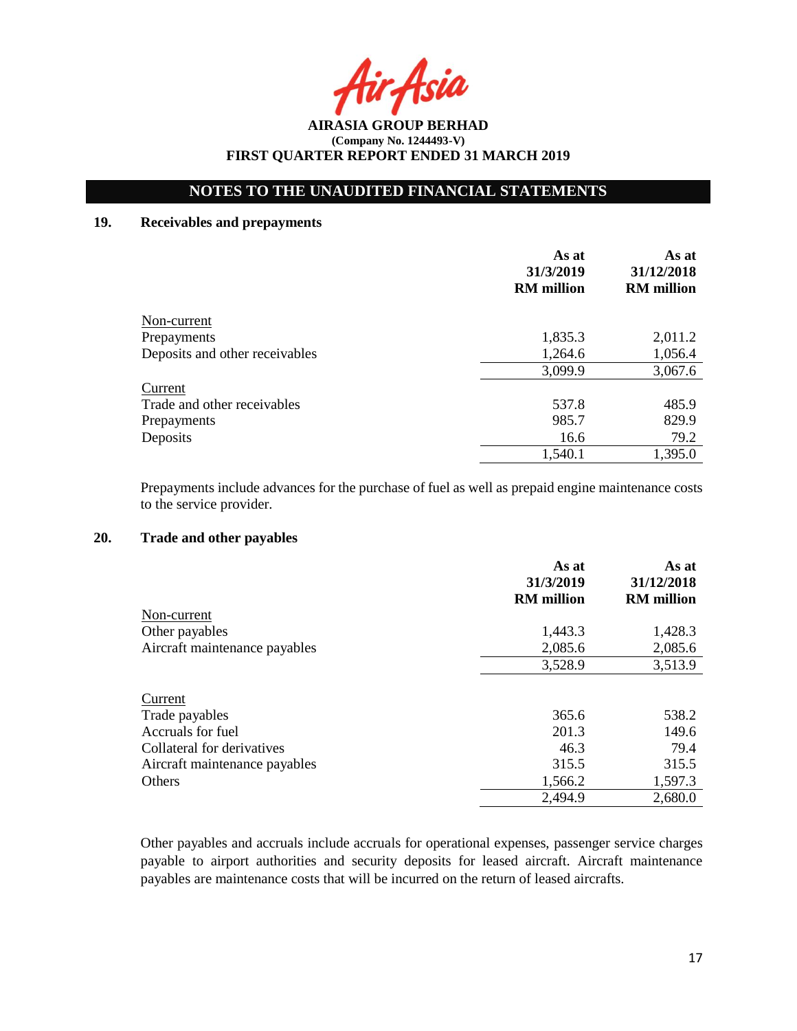# AIRASIA GROUP BERHAD
**(Company No. 1244493-V)**
**FIRST QUARTER REPORT ENDED 31 MARCH 2019**

## NOTES TO THE UNAUDITED FINANCIAL STATEMENTS

### 19. Receivables and prepayments

| | As at 31/3/2019 RM million | As at 31/12/2018 RM million |
|---|---|---|
| Non-current | | |
| Prepayments | 1,835.3 | 2,011.2 |
| Deposits and other receivables | 1,264.6 | 1,056.4 |
| | 3,099.9 | 3,067.6 |
| Current | | |
| Trade and other receivables | 537.8 | 485.9 |
| Prepayments | 985.7 | 829.9 |
| Deposits | 16.6 | 79.2 |
| | 1,540.1 | 1,395.0 |

Prepayments include advances for the purchase of fuel as well as prepaid engine maintenance costs to the service provider.

### 20. Trade and other payables

| | As at 31/3/2019 RM million | As at 31/12/2018 RM million |
|---|---|---|
| Non-current | | |
| Other payables | 1,443.3 | 1,428.3 |
| Aircraft maintenance payables | 2,085.6 | 2,085.6 |
| | 3,528.9 | 3,513.9 |
| Current | | |
| Trade payables | 365.6 | 538.2 |
| Accruals for fuel | 201.3 | 149.6 |
| Collateral for derivatives | 46.3 | 79.4 |
| Aircraft maintenance payables | 315.5 | 315.5 |
| Others | 1,566.2 | 1,597.3 |
| | 2,494.9 | 2,680.0 |

Other payables and accruals include accruals for operational expenses, passenger service charges payable to airport authorities and security deposits for leased aircraft. Aircraft maintenance payables are maintenance costs that will be incurred on the return of leased aircrafts.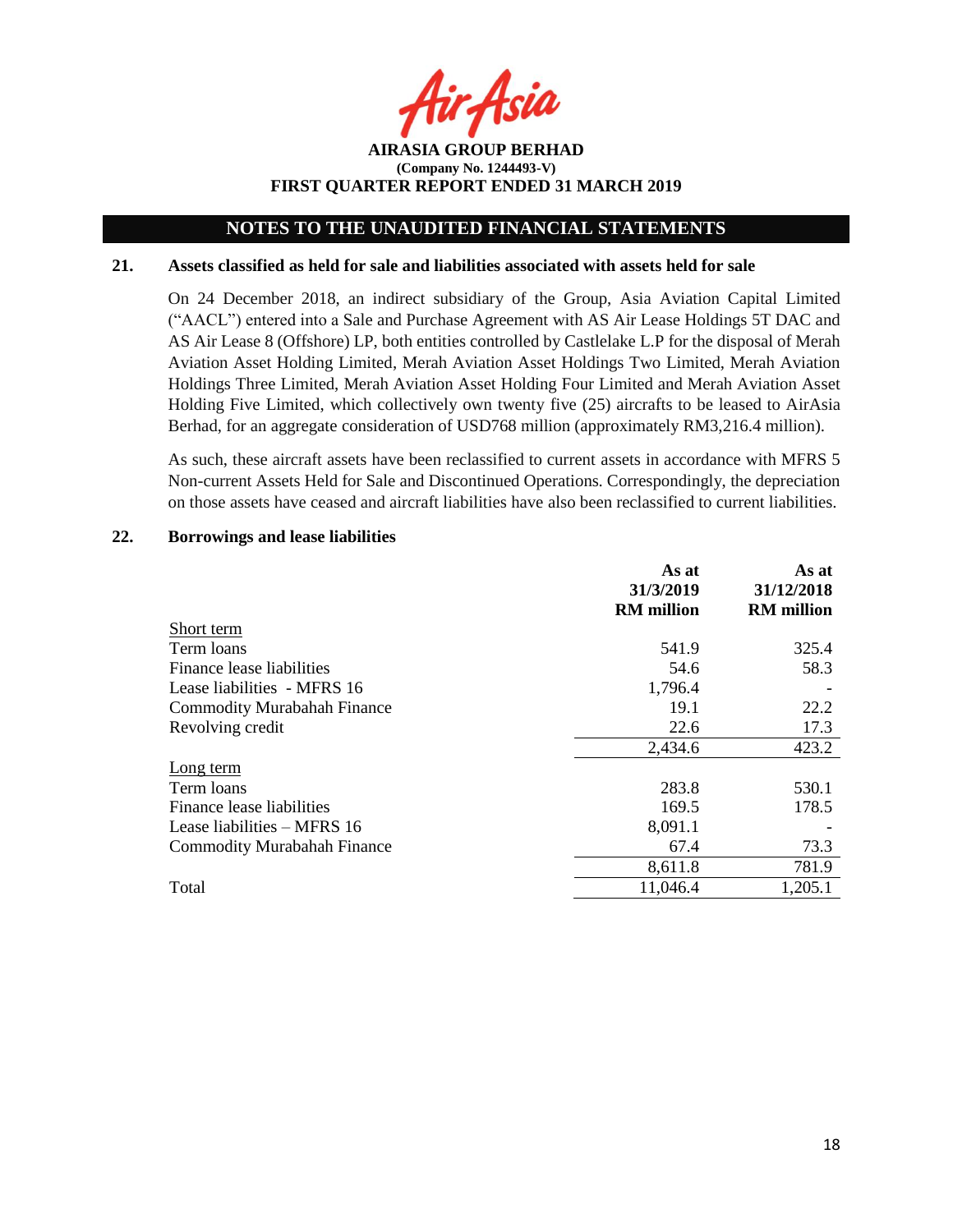## NOTES TO THE UNAUDITED FINANCIAL STATEMENTS

### 21. Assets classified as held for sale and liabilities associated with assets held for sale

On 24 December 2018, an indirect subsidiary of the Group, Asia Aviation Capital Limited ("AACL") entered into a Sale and Purchase Agreement with AS Air Lease Holdings 5T DAC and AS Air Lease 8 (Offshore) LP, both entities controlled by Castlelake L.P for the disposal of Merah Aviation Asset Holding Limited, Merah Aviation Asset Holdings Two Limited, Merah Aviation Holdings Three Limited, Merah Aviation Asset Holding Four Limited and Merah Aviation Asset Holding Five Limited, which collectively own twenty five (25) aircrafts to be leased to AirAsia Berhad, for an aggregate consideration of USD768 million (approximately RM3,216.4 million).

As such, these aircraft assets have been reclassified to current assets in accordance with MFRS 5 Non-current Assets Held for Sale and Discontinued Operations. Correspondingly, the depreciation on those assets have ceased and aircraft liabilities have also been reclassified to current liabilities.

### 22. Borrowings and lease liabilities

| | As at 31/3/2019 RM million | As at 31/12/2018 RM million |
|---|---|---|
| Short term | | |
| Term loans | 541.9 | 325.4 |
| Finance lease liabilities | 54.6 | 58.3 |
| Lease liabilities - MFRS 16 | 1,796.4 | - |
| Commodity Murabahah Finance | 19.1 | 22.2 |
| Revolving credit | 22.6 | 17.3 |
| | 2,434.6 | 423.2 |
| Long term | | |
| Term loans | 283.8 | 530.1 |
| Finance lease liabilities | 169.5 | 178.5 |
| Lease liabilities – MFRS 16 | 8,091.1 | - |
| Commodity Murabahah Finance | 67.4 | 73.3 |
| | 8,611.8 | 781.9 |
| Total | 11,046.4 | 1,205.1 |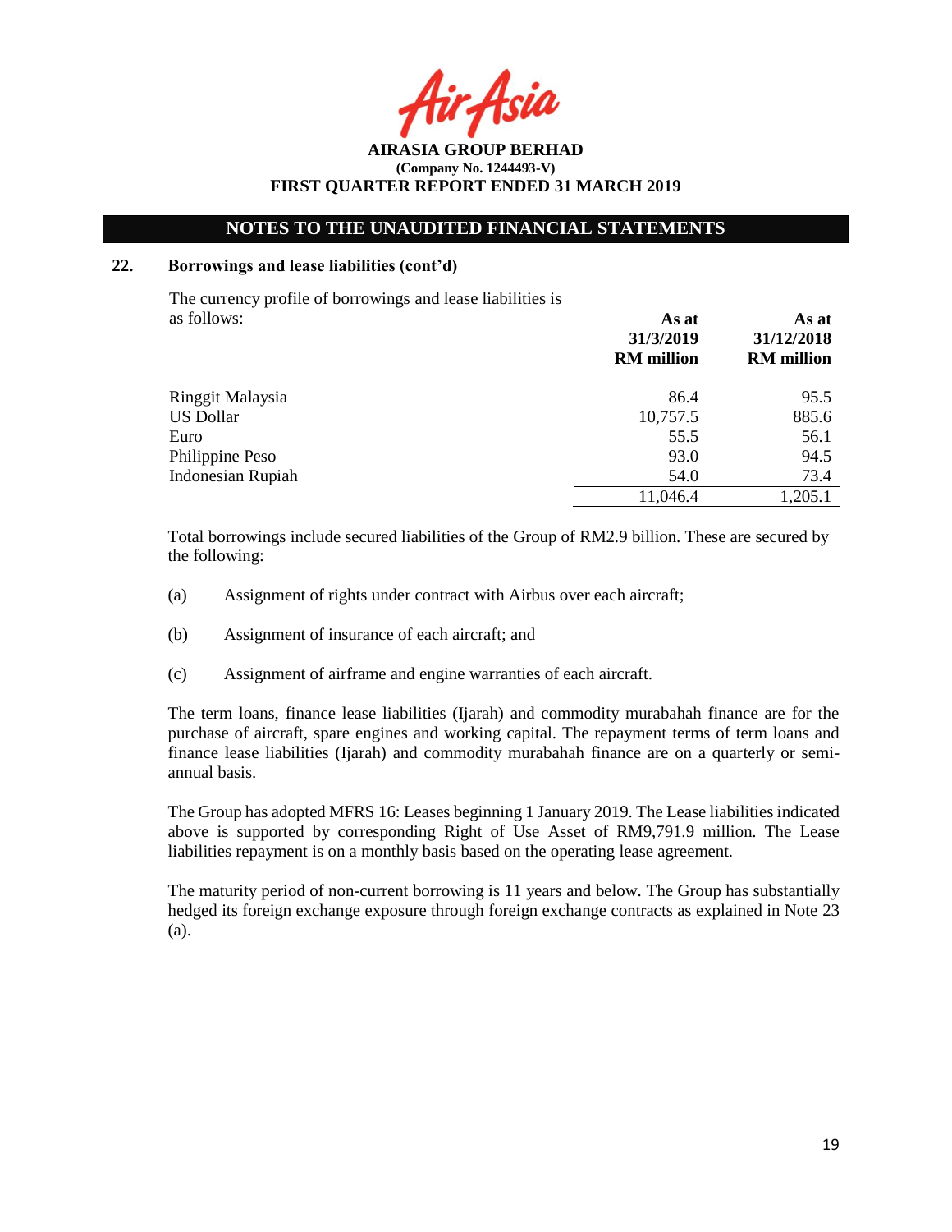# NOTES TO THE UNAUDITED FINANCIAL STATEMENTS

## 22. Borrowings and lease liabilities (cont'd)

The currency profile of borrowings and lease liabilities is as follows:

| | As at 31/3/2019 RM million | As at 31/12/2018 RM million |
|---|---|---|
| Ringgit Malaysia | 86.4 | 95.5 |
| US Dollar | 10,757.5 | 885.6 |
| Euro | 55.5 | 56.1 |
| Philippine Peso | 93.0 | 94.5 |
| Indonesian Rupiah | 54.0 | 73.4 |
| | 11,046.4 | 1,205.1 |

Total borrowings include secured liabilities of the Group of RM2.9 billion. These are secured by the following:

(a) Assignment of rights under contract with Airbus over each aircraft;

(b) Assignment of insurance of each aircraft; and

(c) Assignment of airframe and engine warranties of each aircraft.

The term loans, finance lease liabilities (Ijarah) and commodity murabahah finance are for the purchase of aircraft, spare engines and working capital. The repayment terms of term loans and finance lease liabilities (Ijarah) and commodity murabahah finance are on a quarterly or semi-annual basis.

The Group has adopted MFRS 16: Leases beginning 1 January 2019. The Lease liabilities indicated above is supported by corresponding Right of Use Asset of RM9,791.9 million. The Lease liabilities repayment is on a monthly basis based on the operating lease agreement.

The maturity period of non-current borrowing is 11 years and below. The Group has substantially hedged its foreign exchange exposure through foreign exchange contracts as explained in Note 23 (a).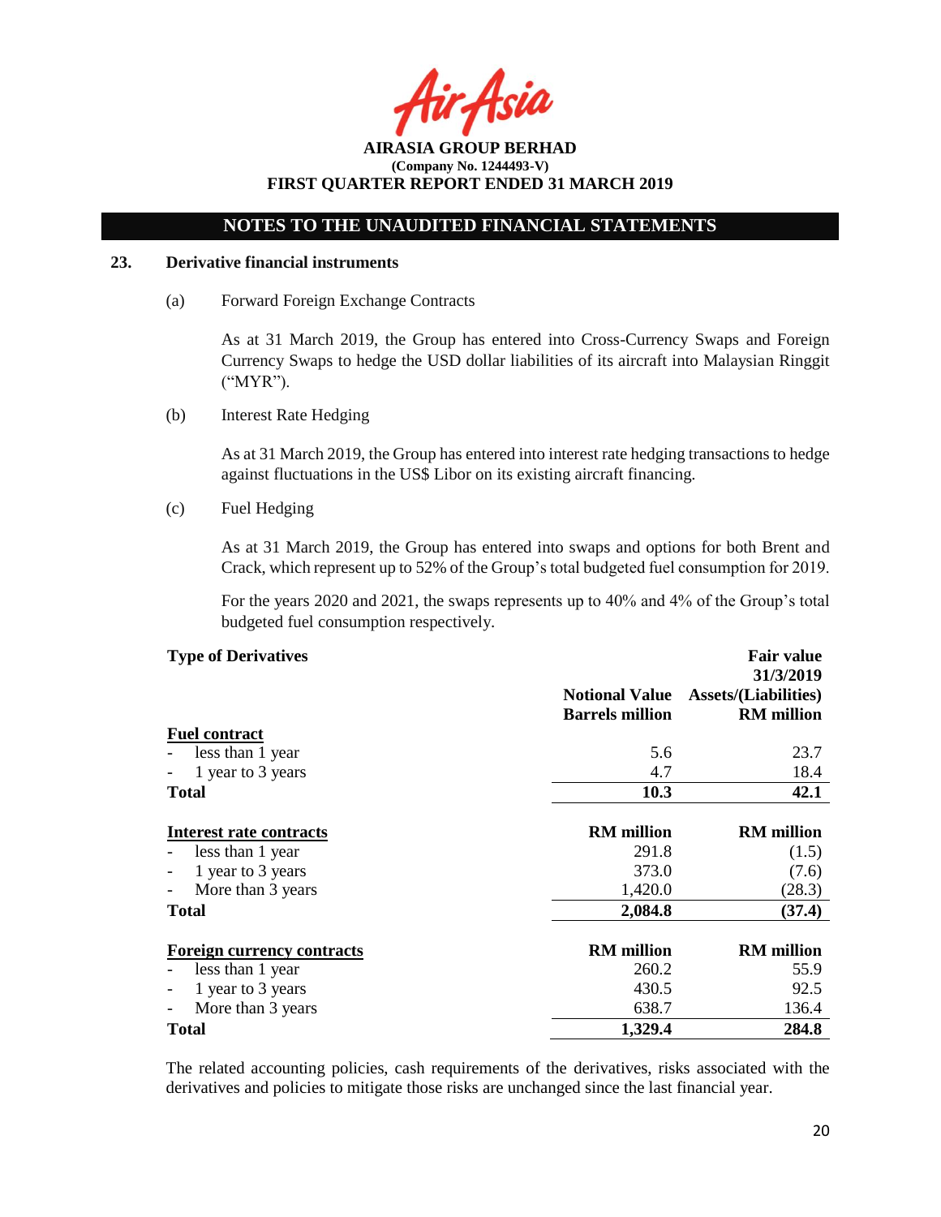## NOTES TO THE UNAUDITED FINANCIAL STATEMENTS

### 23. Derivative financial instruments

(a) Forward Foreign Exchange Contracts

As at 31 March 2019, the Group has entered into Cross-Currency Swaps and Foreign Currency Swaps to hedge the USD dollar liabilities of its aircraft into Malaysian Ringgit ("MYR").

(b) Interest Rate Hedging

As at 31 March 2019, the Group has entered into interest rate hedging transactions to hedge against fluctuations in the US$ Libor on its existing aircraft financing.

(c) Fuel Hedging

As at 31 March 2019, the Group has entered into swaps and options for both Brent and Crack, which represent up to 52% of the Group's total budgeted fuel consumption for 2019.

For the years 2020 and 2021, the swaps represents up to 40% and 4% of the Group's total budgeted fuel consumption respectively.

| **Type of Derivatives** | **Notional Value Barrels million** | **Fair value 31/3/2019 Assets/(Liabilities) RM million** |
|---|---|---|
| **Fuel contract** | | |
| - less than 1 year | 5.6 | 23.7 |
| - 1 year to 3 years | 4.7 | 18.4 |
| **Total** | **10.3** | **42.1** |
| **Interest rate contracts** | **RM million** | **RM million** |
| - less than 1 year | 291.8 | (1.5) |
| - 1 year to 3 years | 373.0 | (7.6) |
| - More than 3 years | 1,420.0 | (28.3) |
| **Total** | **2,084.8** | **(37.4)** |
| **Foreign currency contracts** | **RM million** | **RM million** |
| - less than 1 year | 260.2 | 55.9 |
| - 1 year to 3 years | 430.5 | 92.5 |
| - More than 3 years | 638.7 | 136.4 |
| **Total** | **1,329.4** | **284.8** |

The related accounting policies, cash requirements of the derivatives, risks associated with the derivatives and policies to mitigate those risks are unchanged since the last financial year.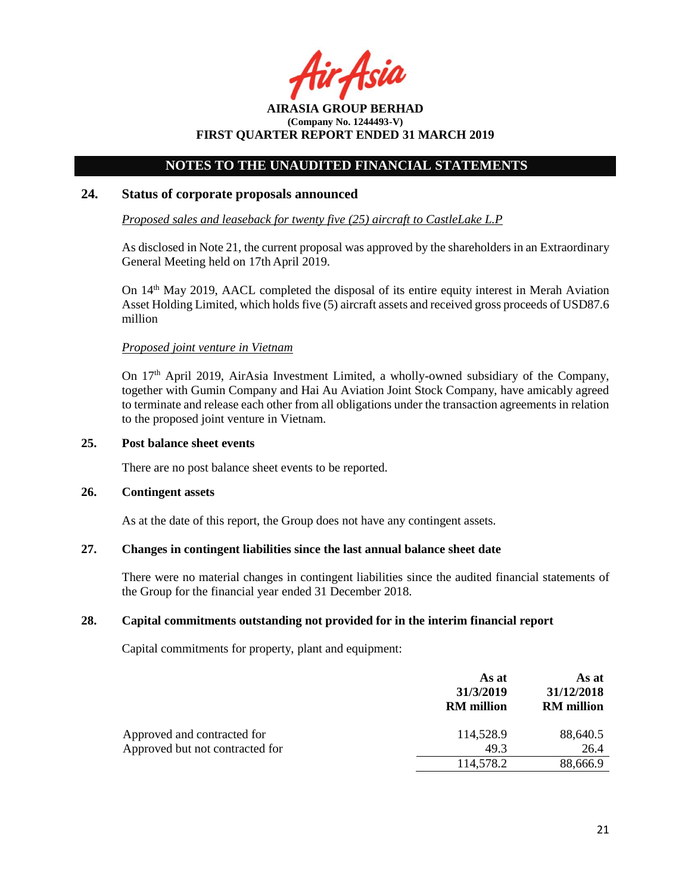AIRASIA GROUP BERHAD
(Company No. 1244493-V)
FIRST QUARTER REPORT ENDED 31 MARCH 2019

## NOTES TO THE UNAUDITED FINANCIAL STATEMENTS

### 24. Status of corporate proposals announced

*Proposed sales and leaseback for twenty five (25) aircraft to CastleLake L.P*

As disclosed in Note 21, the current proposal was approved by the shareholders in an Extraordinary General Meeting held on 17th April 2019.

On 14th May 2019, AACL completed the disposal of its entire equity interest in Merah Aviation Asset Holding Limited, which holds five (5) aircraft assets and received gross proceeds of USD87.6 million

*Proposed joint venture in Vietnam*

On 17th April 2019, AirAsia Investment Limited, a wholly-owned subsidiary of the Company, together with Gumin Company and Hai Au Aviation Joint Stock Company, have amicably agreed to terminate and release each other from all obligations under the transaction agreements in relation to the proposed joint venture in Vietnam.

### 25. Post balance sheet events

There are no post balance sheet events to be reported.

### 26. Contingent assets

As at the date of this report, the Group does not have any contingent assets.

### 27. Changes in contingent liabilities since the last annual balance sheet date

There were no material changes in contingent liabilities since the audited financial statements of the Group for the financial year ended 31 December 2018.

### 28. Capital commitments outstanding not provided for in the interim financial report

Capital commitments for property, plant and equipment:

| | As at 31/3/2019 RM million | As at 31/12/2018 RM million |
|---|---|---|
| Approved and contracted for | 114,528.9 | 88,640.5 |
| Approved but not contracted for | 49.3 | 26.4 |
| | 114,578.2 | 88,666.9 |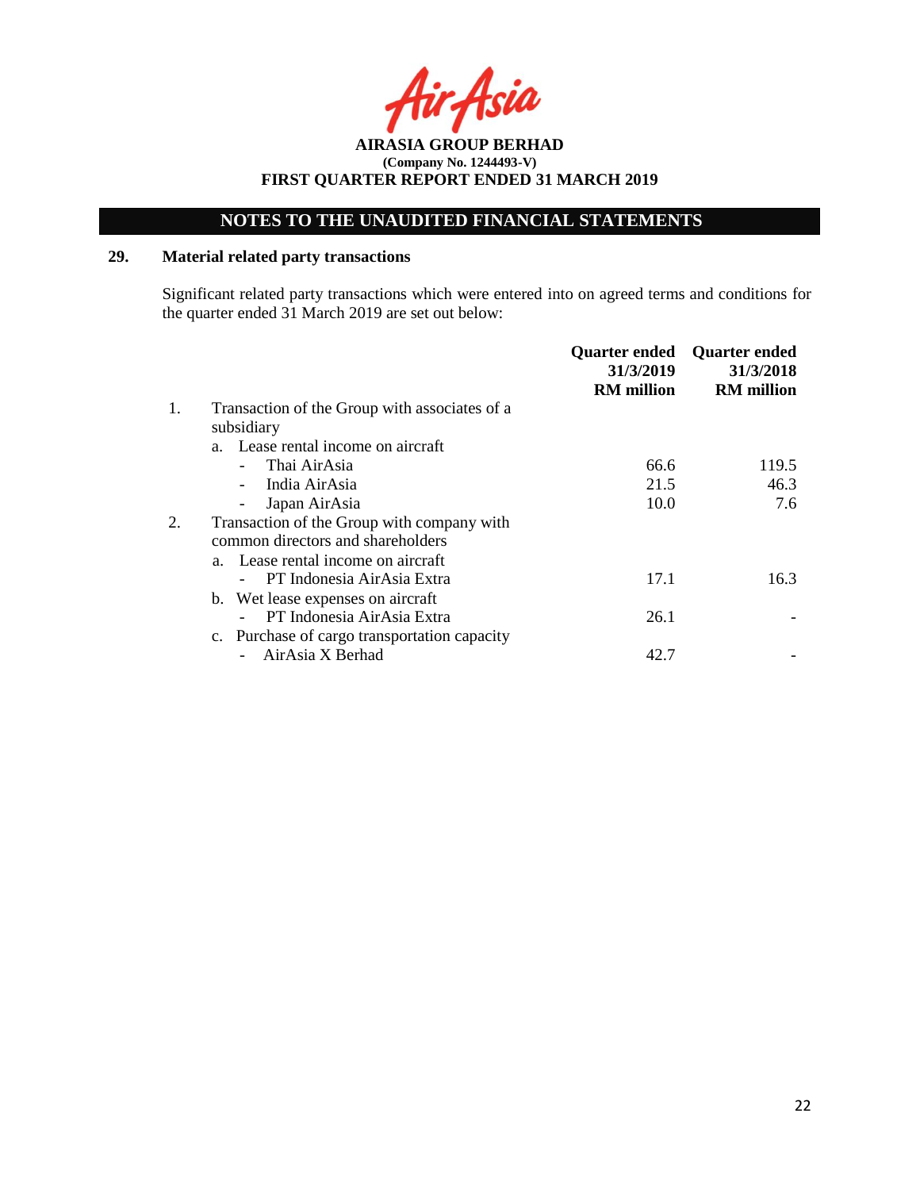AirAsia

**AIRASIA GROUP BERHAD**
**(Company No. 1244493-V)**
**FIRST QUARTER REPORT ENDED 31 MARCH 2019**

## NOTES TO THE UNAUDITED FINANCIAL STATEMENTS

### 29. Material related party transactions

Significant related party transactions which were entered into on agreed terms and conditions for the quarter ended 31 March 2019 are set out below:

| | | Quarter ended 31/3/2019 RM million | Quarter ended 31/3/2018 RM million |
|---|---|---|---|
| 1. | Transaction of the Group with associates of a subsidiary | | |
| | a. Lease rental income on aircraft | | |
| | - Thai AirAsia | 66.6 | 119.5 |
| | - India AirAsia | 21.5 | 46.3 |
| | - Japan AirAsia | 10.0 | 7.6 |
| 2. | Transaction of the Group with company with common directors and shareholders | | |
| | a. Lease rental income on aircraft | | |
| | - PT Indonesia AirAsia Extra | 17.1 | 16.3 |
| | b. Wet lease expenses on aircraft | | |
| | - PT Indonesia AirAsia Extra | 26.1 | - |
| | c. Purchase of cargo transportation capacity | | |
| | - AirAsia X Berhad | 42.7 | - |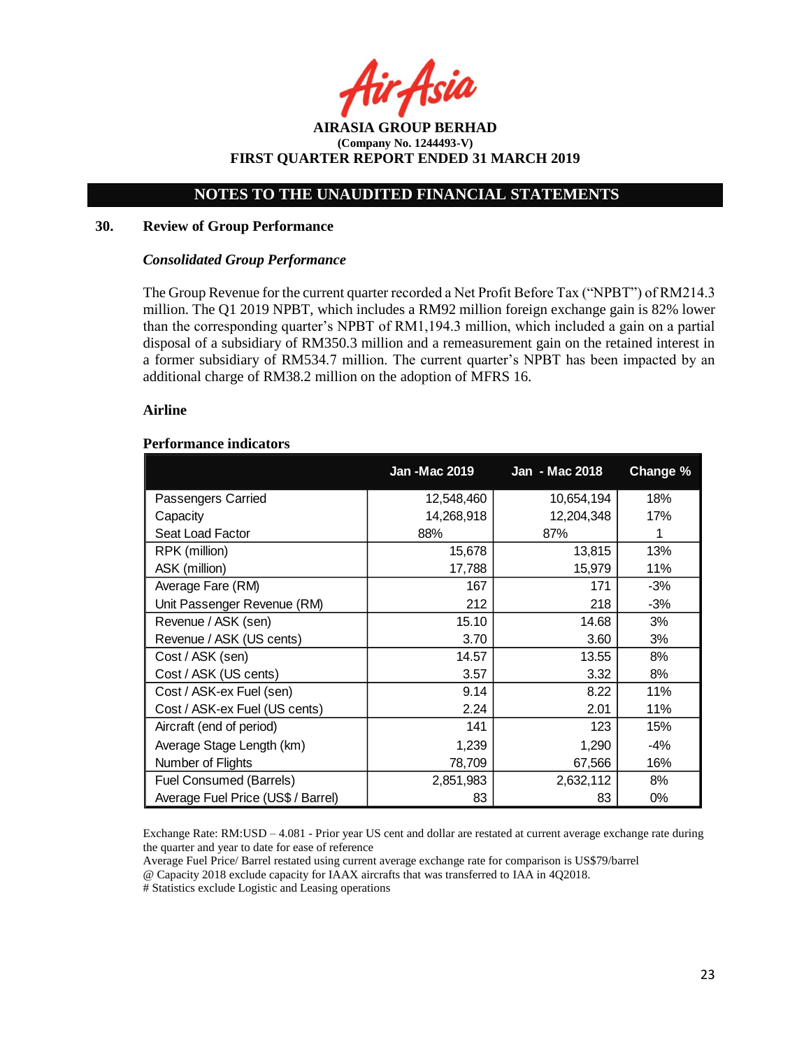**AIRASIA GROUP BERHAD**
**(Company No. 1244493-V)**
**FIRST QUARTER REPORT ENDED 31 MARCH 2019**

## NOTES TO THE UNAUDITED FINANCIAL STATEMENTS

### 30. Review of Group Performance

***Consolidated Group Performance***

The Group Revenue for the current quarter recorded a Net Profit Before Tax ("NPBT") of RM214.3 million. The Q1 2019 NPBT, which includes a RM92 million foreign exchange gain is 82% lower than the corresponding quarter's NPBT of RM1,194.3 million, which included a gain on a partial disposal of a subsidiary of RM350.3 million and a remeasurement gain on the retained interest in a former subsidiary of RM534.7 million. The current quarter's NPBT has been impacted by an additional charge of RM38.2 million on the adoption of MFRS 16.

**Airline**

**Performance indicators**

| | Jan -Mac 2019 | Jan - Mac 2018 | Change % |
|---|---|---|---|
| Passengers Carried | 12,548,460 | 10,654,194 | 18% |
| Capacity | 14,268,918 | 12,204,348 | 17% |
| Seat Load Factor | 88% | 87% | 1 |
| RPK (million) | 15,678 | 13,815 | 13% |
| ASK (million) | 17,788 | 15,979 | 11% |
| Average Fare (RM) | 167 | 171 | -3% |
| Unit Passenger Revenue (RM) | 212 | 218 | -3% |
| Revenue / ASK (sen) | 15.10 | 14.68 | 3% |
| Revenue / ASK (US cents) | 3.70 | 3.60 | 3% |
| Cost / ASK (sen) | 14.57 | 13.55 | 8% |
| Cost / ASK (US cents) | 3.57 | 3.32 | 8% |
| Cost / ASK-ex Fuel (sen) | 9.14 | 8.22 | 11% |
| Cost / ASK-ex Fuel (US cents) | 2.24 | 2.01 | 11% |
| Aircraft (end of period) | 141 | 123 | 15% |
| Average Stage Length (km) | 1,239 | 1,290 | -4% |
| Number of Flights | 78,709 | 67,566 | 16% |
| Fuel Consumed (Barrels) | 2,851,983 | 2,632,112 | 8% |
| Average Fuel Price (US$ / Barrel) | 83 | 83 | 0% |

Exchange Rate: RM:USD – 4.081 - Prior year US cent and dollar are restated at current average exchange rate during the quarter and year to date for ease of reference

Average Fuel Price/ Barrel restated using current average exchange rate for comparison is US$79/barrel

@ Capacity 2018 exclude capacity for IAAX aircrafts that was transferred to IAA in 4Q2018.

# Statistics exclude Logistic and Leasing operations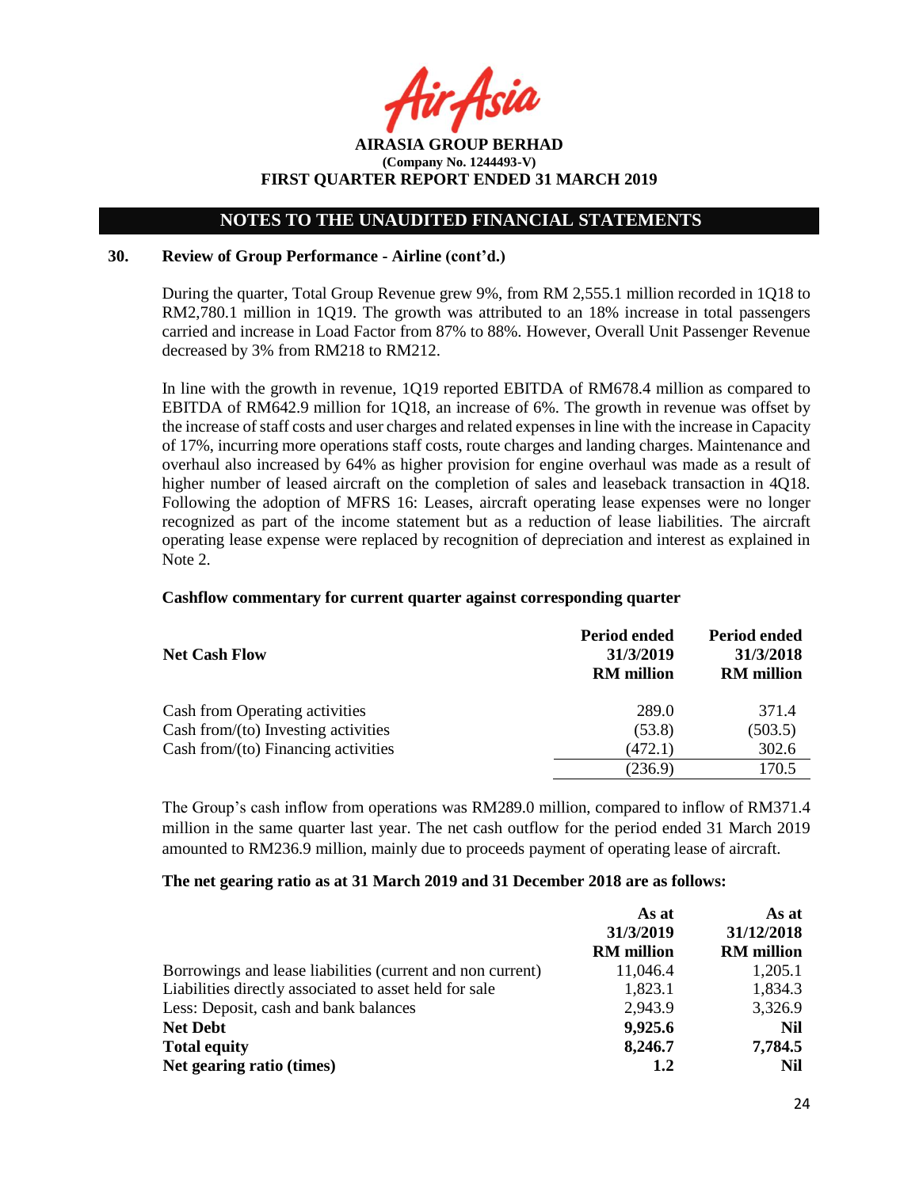**AIRASIA GROUP BERHAD**
**(Company No. 1244493-V)**
**FIRST QUARTER REPORT ENDED 31 MARCH 2019**

## NOTES TO THE UNAUDITED FINANCIAL STATEMENTS

### 30. Review of Group Performance - Airline (cont'd.)

During the quarter, Total Group Revenue grew 9%, from RM 2,555.1 million recorded in 1Q18 to RM2,780.1 million in 1Q19. The growth was attributed to an 18% increase in total passengers carried and increase in Load Factor from 87% to 88%. However, Overall Unit Passenger Revenue decreased by 3% from RM218 to RM212.

In line with the growth in revenue, 1Q19 reported EBITDA of RM678.4 million as compared to EBITDA of RM642.9 million for 1Q18, an increase of 6%. The growth in revenue was offset by the increase of staff costs and user charges and related expenses in line with the increase in Capacity of 17%, incurring more operations staff costs, route charges and landing charges. Maintenance and overhaul also increased by 64% as higher provision for engine overhaul was made as a result of higher number of leased aircraft on the completion of sales and leaseback transaction in 4Q18. Following the adoption of MFRS 16: Leases, aircraft operating lease expenses were no longer recognized as part of the income statement but as a reduction of lease liabilities. The aircraft operating lease expense were replaced by recognition of depreciation and interest as explained in Note 2.

**Cashflow commentary for current quarter against corresponding quarter**

| Net Cash Flow | Period ended 31/3/2019 RM million | Period ended 31/3/2018 RM million |
|---|---|---|
| Cash from Operating activities | 289.0 | 371.4 |
| Cash from/(to) Investing activities | (53.8) | (503.5) |
| Cash from/(to) Financing activities | (472.1) | 302.6 |
| | (236.9) | 170.5 |

The Group's cash inflow from operations was RM289.0 million, compared to inflow of RM371.4 million in the same quarter last year. The net cash outflow for the period ended 31 March 2019 amounted to RM236.9 million, mainly due to proceeds payment of operating lease of aircraft.

**The net gearing ratio as at 31 March 2019 and 31 December 2018 are as follows:**

| | As at 31/3/2019 RM million | As at 31/12/2018 RM million |
|---|---|---|
| Borrowings and lease liabilities (current and non current) | 11,046.4 | 1,205.1 |
| Liabilities directly associated to asset held for sale | 1,823.1 | 1,834.3 |
| Less: Deposit, cash and bank balances | 2,943.9 | 3,326.9 |
| **Net Debt** | **9,925.6** | **Nil** |
| **Total equity** | **8,246.7** | **7,784.5** |
| **Net gearing ratio (times)** | **1.2** | **Nil** |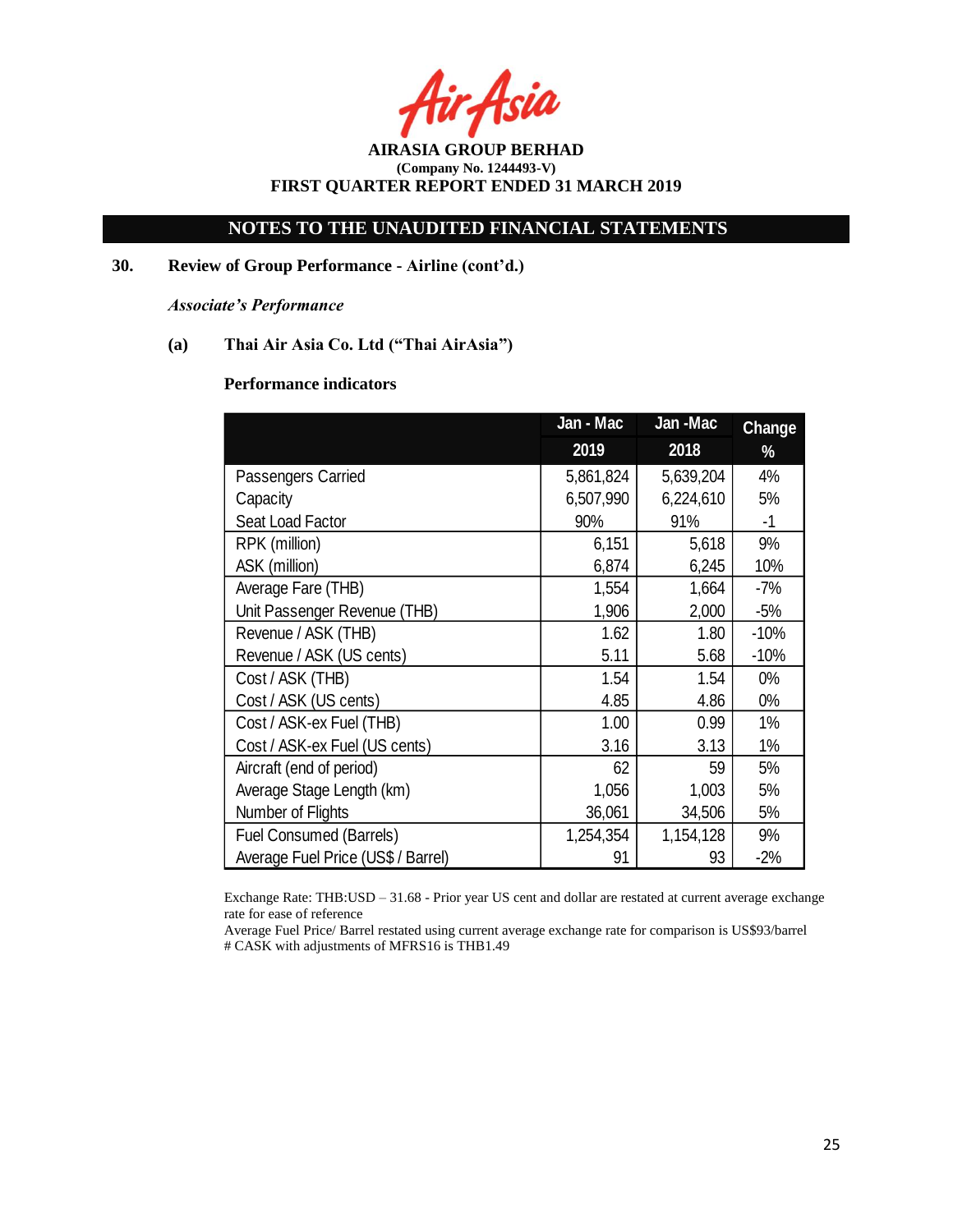AirAsia

**AIRASIA GROUP BERHAD**
**(Company No. 1244493-V)**
**FIRST QUARTER REPORT ENDED 31 MARCH 2019**

## NOTES TO THE UNAUDITED FINANCIAL STATEMENTS

**30. Review of Group Performance - Airline (cont'd.)**

***Associate's Performance***

**(a) Thai Air Asia Co. Ltd ("Thai AirAsia")**

**Performance indicators**

| | Jan - Mac 2019 | Jan -Mac 2018 | Change % |
|---|---|---|---|
| Passengers Carried | 5,861,824 | 5,639,204 | 4% |
| Capacity | 6,507,990 | 6,224,610 | 5% |
| Seat Load Factor | 90% | 91% | -1 |
| RPK (million) | 6,151 | 5,618 | 9% |
| ASK (million) | 6,874 | 6,245 | 10% |
| Average Fare (THB) | 1,554 | 1,664 | -7% |
| Unit Passenger Revenue (THB) | 1,906 | 2,000 | -5% |
| Revenue / ASK (THB) | 1.62 | 1.80 | -10% |
| Revenue / ASK (US cents) | 5.11 | 5.68 | -10% |
| Cost / ASK (THB) | 1.54 | 1.54 | 0% |
| Cost / ASK (US cents) | 4.85 | 4.86 | 0% |
| Cost / ASK-ex Fuel (THB) | 1.00 | 0.99 | 1% |
| Cost / ASK-ex Fuel (US cents) | 3.16 | 3.13 | 1% |
| Aircraft (end of period) | 62 | 59 | 5% |
| Average Stage Length (km) | 1,056 | 1,003 | 5% |
| Number of Flights | 36,061 | 34,506 | 5% |
| Fuel Consumed (Barrels) | 1,254,354 | 1,154,128 | 9% |
| Average Fuel Price (US$ / Barrel) | 91 | 93 | -2% |

Exchange Rate: THB:USD – 31.68 - Prior year US cent and dollar are restated at current average exchange rate for ease of reference
Average Fuel Price/ Barrel restated using current average exchange rate for comparison is US$93/barrel
# CASK with adjustments of MFRS16 is THB1.49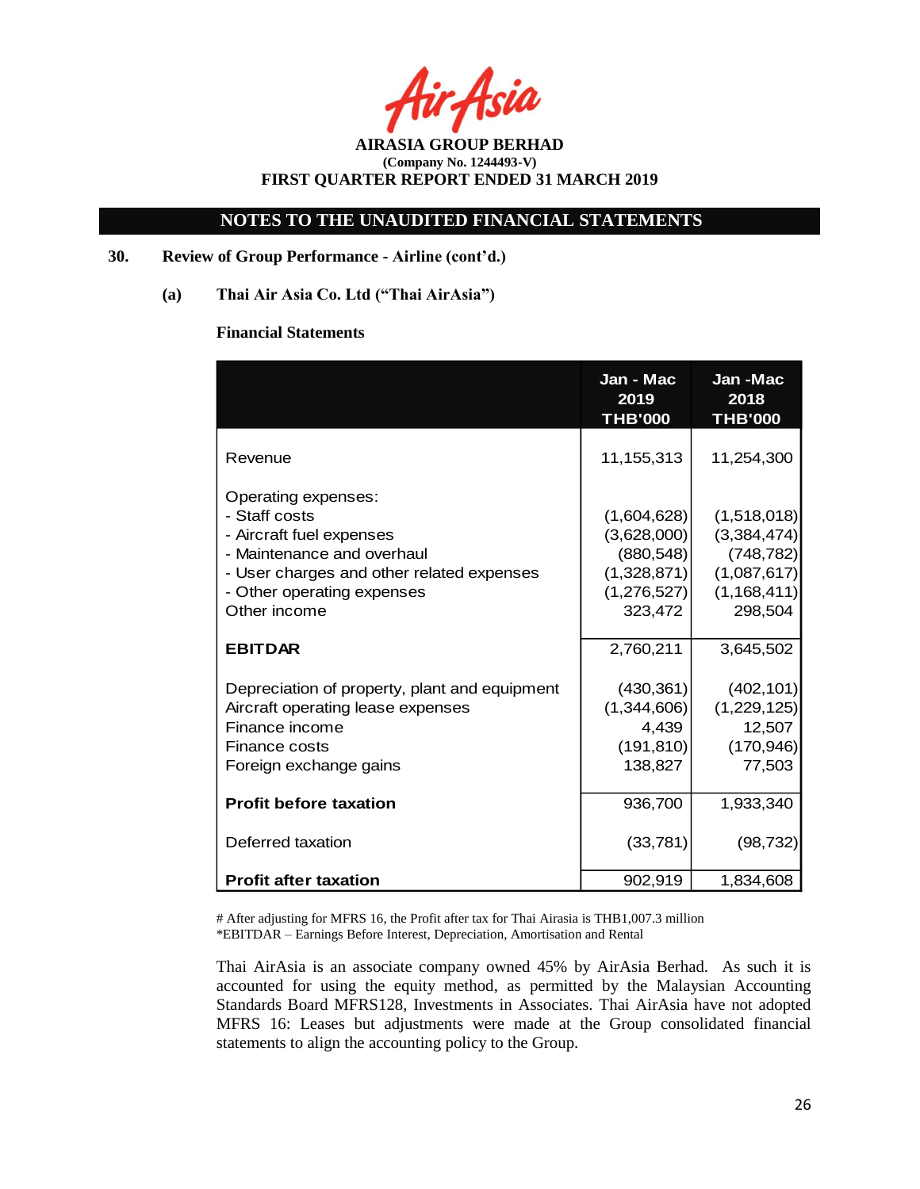AIRASIA GROUP BERHAD
(Company No. 1244493-V)
FIRST QUARTER REPORT ENDED 31 MARCH 2019

## NOTES TO THE UNAUDITED FINANCIAL STATEMENTS

**30. Review of Group Performance - Airline (cont'd.)**

**(a) Thai Air Asia Co. Ltd ("Thai AirAsia")**

**Financial Statements**

| | Jan - Mac 2019 THB'000 | Jan -Mac 2018 THB'000 |
|---|---|---|
| Revenue | 11,155,313 | 11,254,300 |
| Operating expenses: | | |
| - Staff costs | (1,604,628) | (1,518,018) |
| - Aircraft fuel expenses | (3,628,000) | (3,384,474) |
| - Maintenance and overhaul | (880,548) | (748,782) |
| - User charges and other related expenses | (1,328,871) | (1,087,617) |
| - Other operating expenses | (1,276,527) | (1,168,411) |
| Other income | 323,472 | 298,504 |
| **EBITDAR** | 2,760,211 | 3,645,502 |
| Depreciation of property, plant and equipment | (430,361) | (402,101) |
| Aircraft operating lease expenses | (1,344,606) | (1,229,125) |
| Finance income | 4,439 | 12,507 |
| Finance costs | (191,810) | (170,946) |
| Foreign exchange gains | 138,827 | 77,503 |
| **Profit before taxation** | 936,700 | 1,933,340 |
| Deferred taxation | (33,781) | (98,732) |
| **Profit after taxation** | 902,919 | 1,834,608 |

# After adjusting for MFRS 16, the Profit after tax for Thai Airasia is THB1,007.3 million
*EBITDAR – Earnings Before Interest, Depreciation, Amortisation and Rental

Thai AirAsia is an associate company owned 45% by AirAsia Berhad. As such it is accounted for using the equity method, as permitted by the Malaysian Accounting Standards Board MFRS128, Investments in Associates. Thai AirAsia have not adopted MFRS 16: Leases but adjustments were made at the Group consolidated financial statements to align the accounting policy to the Group.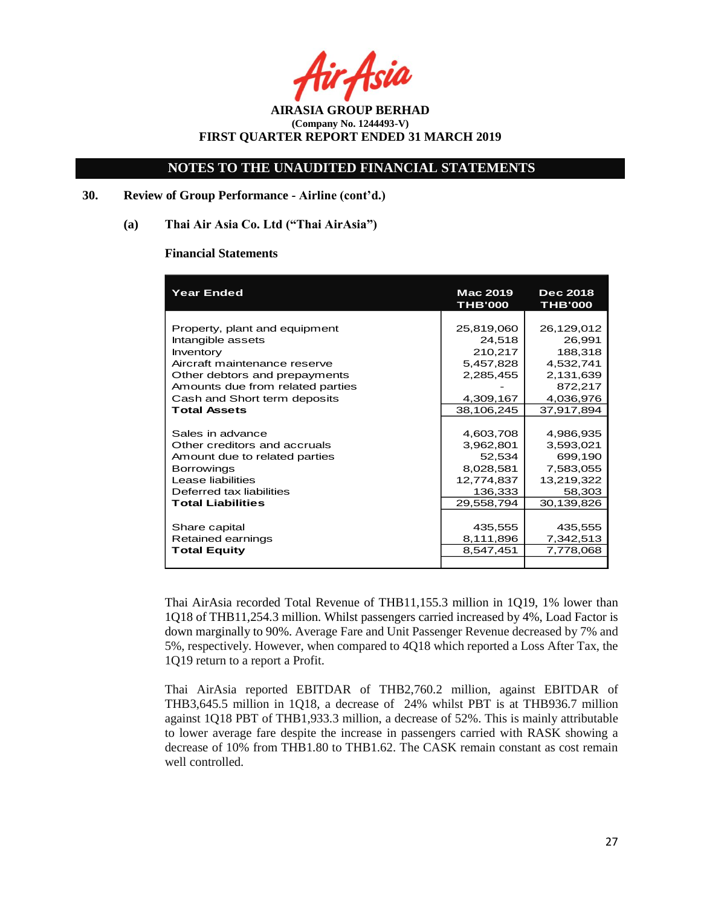AIRASIA GROUP BERHAD
(Company No. 1244493-V)
FIRST QUARTER REPORT ENDED 31 MARCH 2019

## NOTES TO THE UNAUDITED FINANCIAL STATEMENTS

### 30. Review of Group Performance - Airline (cont'd.)

#### (a) Thai Air Asia Co. Ltd ("Thai AirAsia")

**Financial Statements**

| Year Ended | Mac 2019 THB'000 | Dec 2018 THB'000 |
|---|---|---|
| Property, plant and equipment | 25,819,060 | 26,129,012 |
| Intangible assets | 24,518 | 26,991 |
| Inventory | 210,217 | 188,318 |
| Aircraft maintenance reserve | 5,457,828 | 4,532,741 |
| Other debtors and prepayments | 2,285,455 | 2,131,639 |
| Amounts due from related parties | - | 872,217 |
| Cash and Short term deposits | 4,309,167 | 4,036,976 |
| **Total Assets** | 38,106,245 | 37,917,894 |
| Sales in advance | 4,603,708 | 4,986,935 |
| Other creditors and accruals | 3,962,801 | 3,593,021 |
| Amount due to related parties | 52,534 | 699,190 |
| Borrowings | 8,028,581 | 7,583,055 |
| Lease liabilities | 12,774,837 | 13,219,322 |
| Deferred tax liabilities | 136,333 | 58,303 |
| **Total Liabilities** | 29,558,794 | 30,139,826 |
| Share capital | 435,555 | 435,555 |
| Retained earnings | 8,111,896 | 7,342,513 |
| **Total Equity** | 8,547,451 | 7,778,068 |

Thai AirAsia recorded Total Revenue of THB11,155.3 million in 1Q19, 1% lower than 1Q18 of THB11,254.3 million. Whilst passengers carried increased by 4%, Load Factor is down marginally to 90%. Average Fare and Unit Passenger Revenue decreased by 7% and 5%, respectively. However, when compared to 4Q18 which reported a Loss After Tax, the 1Q19 return to a report a Profit.

Thai AirAsia reported EBITDAR of THB2,760.2 million, against EBITDAR of THB3,645.5 million in 1Q18, a decrease of 24% whilst PBT is at THB936.7 million against 1Q18 PBT of THB1,933.3 million, a decrease of 52%. This is mainly attributable to lower average fare despite the increase in passengers carried with RASK showing a decrease of 10% from THB1.80 to THB1.62. The CASK remain constant as cost remain well controlled.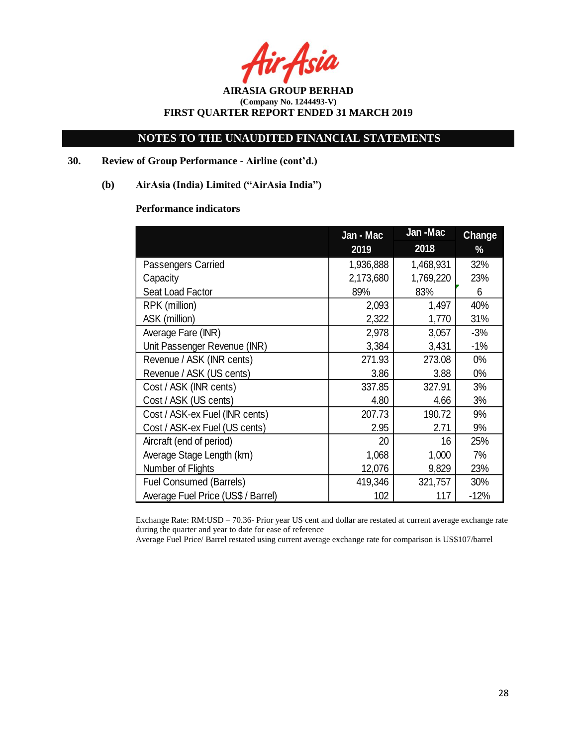**AIRASIA GROUP BERHAD**
**(Company No. 1244493-V)**
**FIRST QUARTER REPORT ENDED 31 MARCH 2019**

## NOTES TO THE UNAUDITED FINANCIAL STATEMENTS

### 30. Review of Group Performance - Airline (cont'd.)

#### (b) AirAsia (India) Limited ("AirAsia India")

**Performance indicators**

| | Jan - Mac 2019 | Jan -Mac 2018 | Change % |
|---|---|---|---|
| Passengers Carried | 1,936,888 | 1,468,931 | 32% |
| Capacity | 2,173,680 | 1,769,220 | 23% |
| Seat Load Factor | 89% | 83% | 6 |
| RPK (million) | 2,093 | 1,497 | 40% |
| ASK (million) | 2,322 | 1,770 | 31% |
| Average Fare (INR) | 2,978 | 3,057 | -3% |
| Unit Passenger Revenue (INR) | 3,384 | 3,431 | -1% |
| Revenue / ASK (INR cents) | 271.93 | 273.08 | 0% |
| Revenue / ASK (US cents) | 3.86 | 3.88 | 0% |
| Cost / ASK (INR cents) | 337.85 | 327.91 | 3% |
| Cost / ASK (US cents) | 4.80 | 4.66 | 3% |
| Cost / ASK-ex Fuel (INR cents) | 207.73 | 190.72 | 9% |
| Cost / ASK-ex Fuel (US cents) | 2.95 | 2.71 | 9% |
| Aircraft (end of period) | 20 | 16 | 25% |
| Average Stage Length (km) | 1,068 | 1,000 | 7% |
| Number of Flights | 12,076 | 9,829 | 23% |
| Fuel Consumed (Barrels) | 419,346 | 321,757 | 30% |
| Average Fuel Price (US$ / Barrel) | 102 | 117 | -12% |

Exchange Rate: RM:USD – 70.36- Prior year US cent and dollar are restated at current average exchange rate during the quarter and year to date for ease of reference

Average Fuel Price/ Barrel restated using current average exchange rate for comparison is US$107/barrel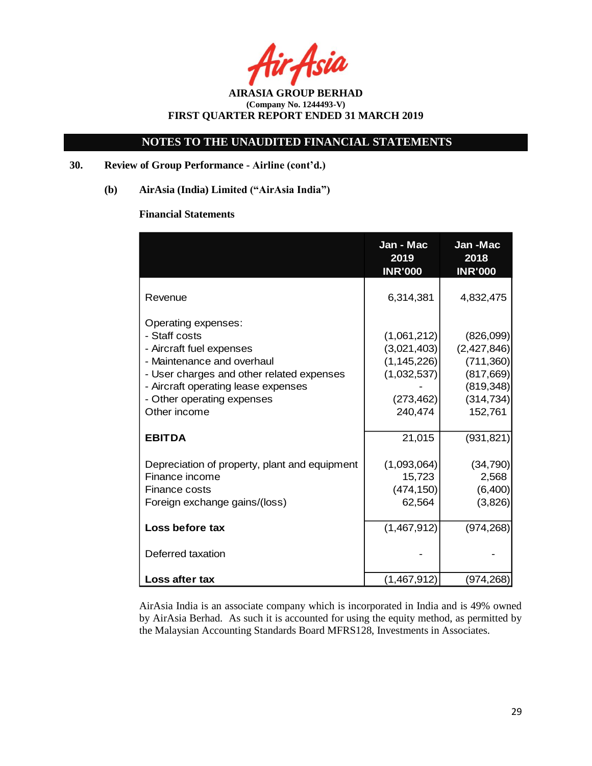**AIRASIA GROUP BERHAD**
**(Company No. 1244493-V)**
**FIRST QUARTER REPORT ENDED 31 MARCH 2019**

**NOTES TO THE UNAUDITED FINANCIAL STATEMENTS**

## 30. Review of Group Performance - Airline (cont'd.)

### (b) AirAsia (India) Limited ("AirAsia India")

**Financial Statements**

| | Jan - Mac 2019 INR'000 | Jan -Mac 2018 INR'000 |
|---|---|---|
| Revenue | 6,314,381 | 4,832,475 |
| Operating expenses: | | |
| - Staff costs | (1,061,212) | (826,099) |
| - Aircraft fuel expenses | (3,021,403) | (2,427,846) |
| - Maintenance and overhaul | (1,145,226) | (711,360) |
| - User charges and other related expenses | (1,032,537) | (817,669) |
| - Aircraft operating lease expenses | - | (819,348) |
| - Other operating expenses | (273,462) | (314,734) |
| Other income | 240,474 | 152,761 |
| **EBITDA** | 21,015 | (931,821) |
| Depreciation of property, plant and equipment | (1,093,064) | (34,790) |
| Finance income | 15,723 | 2,568 |
| Finance costs | (474,150) | (6,400) |
| Foreign exchange gains/(loss) | 62,564 | (3,826) |
| **Loss before tax** | (1,467,912) | (974,268) |
| Deferred taxation | - | - |
| **Loss after tax** | (1,467,912) | (974,268) |

AirAsia India is an associate company which is incorporated in India and is 49% owned by AirAsia Berhad. As such it is accounted for using the equity method, as permitted by the Malaysian Accounting Standards Board MFRS128, Investments in Associates.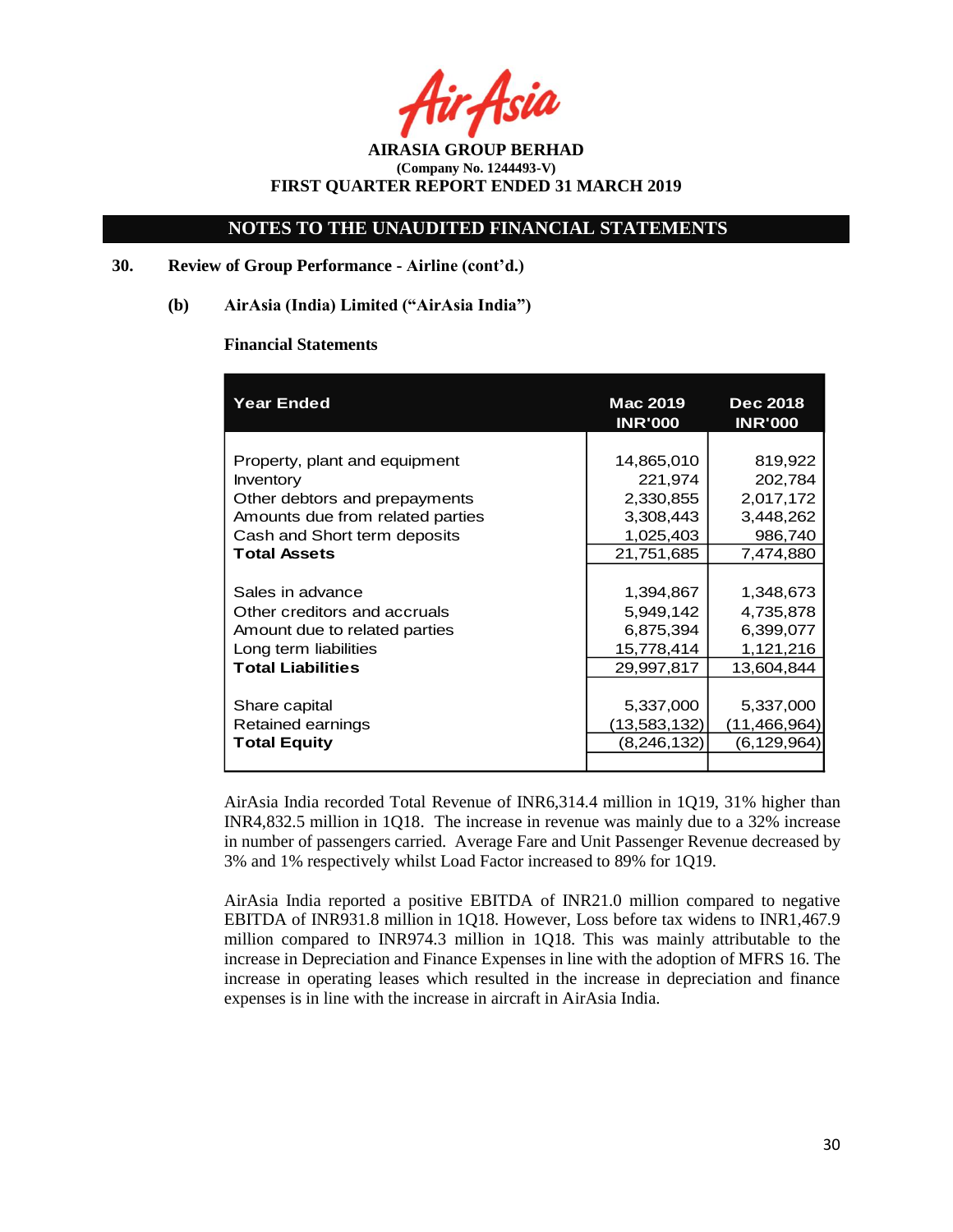# AIRASIA GROUP BERHAD

**(Company No. 1244493-V)**

**FIRST QUARTER REPORT ENDED 31 MARCH 2019**

## NOTES TO THE UNAUDITED FINANCIAL STATEMENTS

### 30. Review of Group Performance - Airline (cont'd.)

#### (b) AirAsia (India) Limited ("AirAsia India")

**Financial Statements**

| Year Ended | Mac 2019 INR'000 | Dec 2018 INR'000 |
|---|---|---|
| Property, plant and equipment | 14,865,010 | 819,922 |
| Inventory | 221,974 | 202,784 |
| Other debtors and prepayments | 2,330,855 | 2,017,172 |
| Amounts due from related parties | 3,308,443 | 3,448,262 |
| Cash and Short term deposits | 1,025,403 | 986,740 |
| **Total Assets** | 21,751,685 | 7,474,880 |
| | | |
| Sales in advance | 1,394,867 | 1,348,673 |
| Other creditors and accruals | 5,949,142 | 4,735,878 |
| Amount due to related parties | 6,875,394 | 6,399,077 |
| Long term liabilities | 15,778,414 | 1,121,216 |
| **Total Liabilities** | 29,997,817 | 13,604,844 |
| | | |
| Share capital | 5,337,000 | 5,337,000 |
| Retained earnings | (13,583,132) | (11,466,964) |
| **Total Equity** | (8,246,132) | (6,129,964) |

AirAsia India recorded Total Revenue of INR6,314.4 million in 1Q19, 31% higher than INR4,832.5 million in 1Q18. The increase in revenue was mainly due to a 32% increase in number of passengers carried. Average Fare and Unit Passenger Revenue decreased by 3% and 1% respectively whilst Load Factor increased to 89% for 1Q19.

AirAsia India reported a positive EBITDA of INR21.0 million compared to negative EBITDA of INR931.8 million in 1Q18. However, Loss before tax widens to INR1,467.9 million compared to INR974.3 million in 1Q18. This was mainly attributable to the increase in Depreciation and Finance Expenses in line with the adoption of MFRS 16. The increase in operating leases which resulted in the increase in depreciation and finance expenses is in line with the increase in aircraft in AirAsia India.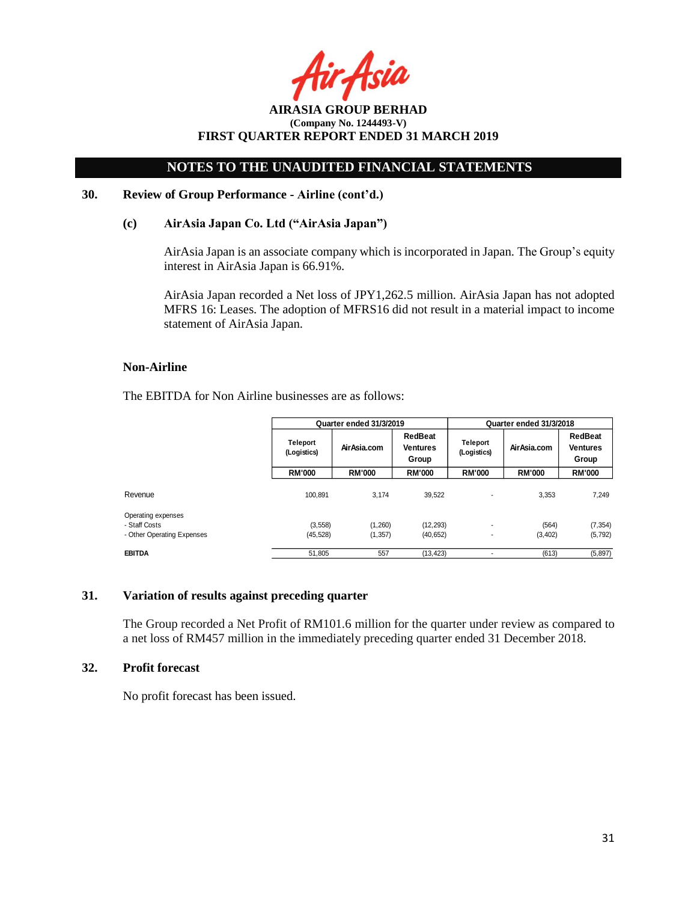**AIRASIA GROUP BERHAD**
**(Company No. 1244493-V)**
**FIRST QUARTER REPORT ENDED 31 MARCH 2019**

## NOTES TO THE UNAUDITED FINANCIAL STATEMENTS

### 30. Review of Group Performance - Airline (cont'd.)

#### (c) AirAsia Japan Co. Ltd ("AirAsia Japan")

AirAsia Japan is an associate company which is incorporated in Japan. The Group's equity interest in AirAsia Japan is 66.91%.

AirAsia Japan recorded a Net loss of JPY1,262.5 million. AirAsia Japan has not adopted MFRS 16: Leases. The adoption of MFRS16 did not result in a material impact to income statement of AirAsia Japan.

#### Non-Airline

The EBITDA for Non Airline businesses are as follows:

| | Quarter ended 31/3/2019 | | | Quarter ended 31/3/2018 | | |
|---|---|---|---|---|---|---|
| | Teleport (Logistics) | AirAsia.com | RedBeat Ventures Group | Teleport (Logistics) | AirAsia.com | RedBeat Ventures Group |
| | RM'000 | RM'000 | RM'000 | RM'000 | RM'000 | RM'000 |
| Revenue | 100,891 | 3,174 | 39,522 | - | 3,353 | 7,249 |
| Operating expenses | | | | | | |
| - Staff Costs | (3,558) | (1,260) | (12,293) | - | (564) | (7,354) |
| - Other Operating Expenses | (45,528) | (1,357) | (40,652) | - | (3,402) | (5,792) |
| **EBITDA** | 51,805 | 557 | (13,423) | - | (613) | (5,897) |

### 31. Variation of results against preceding quarter

The Group recorded a Net Profit of RM101.6 million for the quarter under review as compared to a net loss of RM457 million in the immediately preceding quarter ended 31 December 2018.

### 32. Profit forecast

No profit forecast has been issued.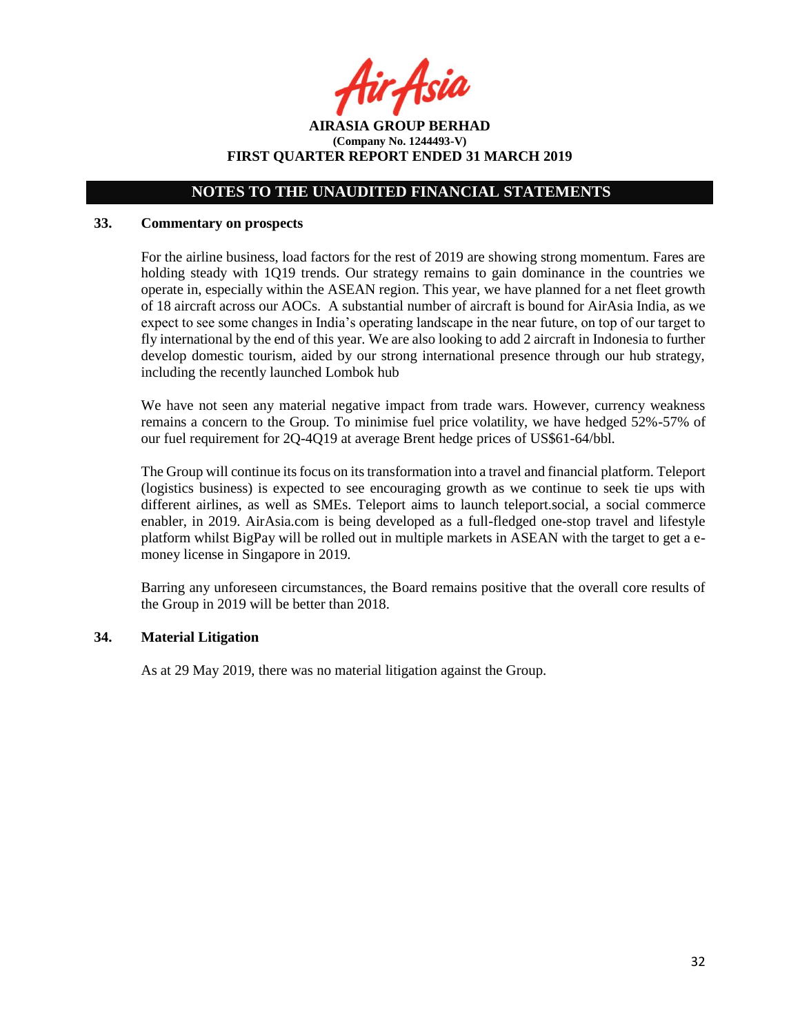## NOTES TO THE UNAUDITED FINANCIAL STATEMENTS

### 33. Commentary on prospects

For the airline business, load factors for the rest of 2019 are showing strong momentum. Fares are holding steady with 1Q19 trends. Our strategy remains to gain dominance in the countries we operate in, especially within the ASEAN region. This year, we have planned for a net fleet growth of 18 aircraft across our AOCs. A substantial number of aircraft is bound for AirAsia India, as we expect to see some changes in India's operating landscape in the near future, on top of our target to fly international by the end of this year. We are also looking to add 2 aircraft in Indonesia to further develop domestic tourism, aided by our strong international presence through our hub strategy, including the recently launched Lombok hub

We have not seen any material negative impact from trade wars. However, currency weakness remains a concern to the Group. To minimise fuel price volatility, we have hedged 52%-57% of our fuel requirement for 2Q-4Q19 at average Brent hedge prices of US$61-64/bbl.

The Group will continue its focus on its transformation into a travel and financial platform. Teleport (logistics business) is expected to see encouraging growth as we continue to seek tie ups with different airlines, as well as SMEs. Teleport aims to launch teleport.social, a social commerce enabler, in 2019. AirAsia.com is being developed as a full-fledged one-stop travel and lifestyle platform whilst BigPay will be rolled out in multiple markets in ASEAN with the target to get a e-money license in Singapore in 2019.

Barring any unforeseen circumstances, the Board remains positive that the overall core results of the Group in 2019 will be better than 2018.

### 34. Material Litigation

As at 29 May 2019, there was no material litigation against the Group.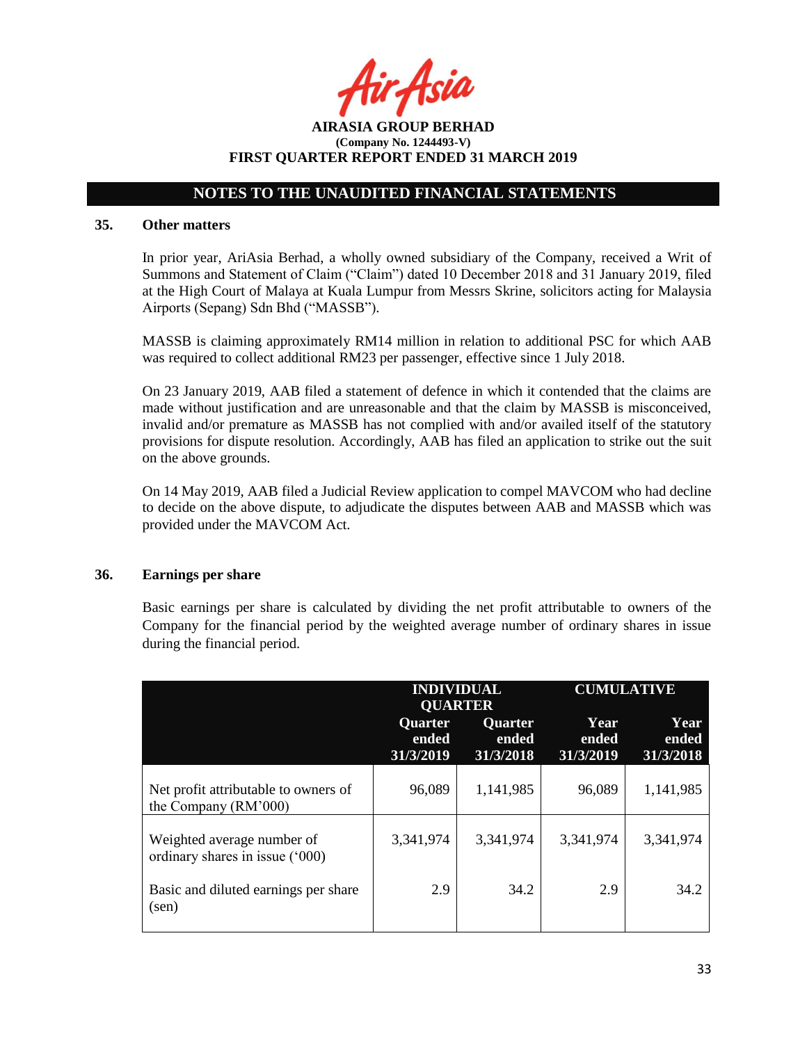## NOTES TO THE UNAUDITED FINANCIAL STATEMENTS

### 35. Other matters

In prior year, AriAsia Berhad, a wholly owned subsidiary of the Company, received a Writ of Summons and Statement of Claim ("Claim") dated 10 December 2018 and 31 January 2019, filed at the High Court of Malaya at Kuala Lumpur from Messrs Skrine, solicitors acting for Malaysia Airports (Sepang) Sdn Bhd ("MASSB").

MASSB is claiming approximately RM14 million in relation to additional PSC for which AAB was required to collect additional RM23 per passenger, effective since 1 July 2018.

On 23 January 2019, AAB filed a statement of defence in which it contended that the claims are made without justification and are unreasonable and that the claim by MASSB is misconceived, invalid and/or premature as MASSB has not complied with and/or availed itself of the statutory provisions for dispute resolution. Accordingly, AAB has filed an application to strike out the suit on the above grounds.

On 14 May 2019, AAB filed a Judicial Review application to compel MAVCOM who had decline to decide on the above dispute, to adjudicate the disputes between AAB and MASSB which was provided under the MAVCOM Act.

### 36. Earnings per share

Basic earnings per share is calculated by dividing the net profit attributable to owners of the Company for the financial period by the weighted average number of ordinary shares in issue during the financial period.

| | INDIVIDUAL QUARTER | | CUMULATIVE | |
|---|---|---|---|---|
| | Quarter ended 31/3/2019 | Quarter ended 31/3/2018 | Year ended 31/3/2019 | Year ended 31/3/2018 |
| Net profit attributable to owners of the Company (RM'000) | 96,089 | 1,141,985 | 96,089 | 1,141,985 |
| Weighted average number of ordinary shares in issue ('000) | 3,341,974 | 3,341,974 | 3,341,974 | 3,341,974 |
| Basic and diluted earnings per share (sen) | 2.9 | 34.2 | 2.9 | 34.2 |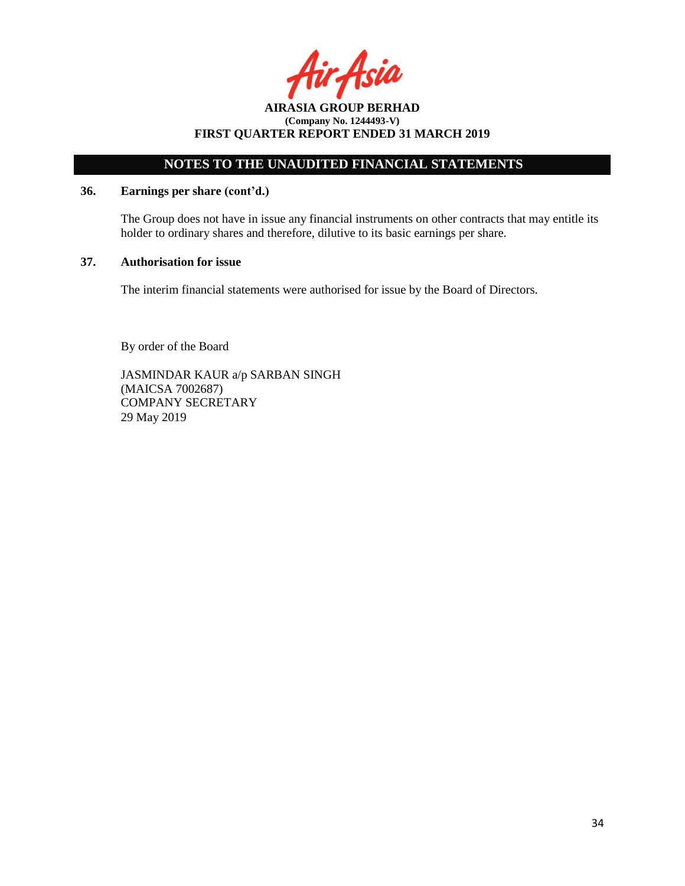## NOTES TO THE UNAUDITED FINANCIAL STATEMENTS

### 36. Earnings per share (cont'd.)

The Group does not have in issue any financial instruments on other contracts that may entitle its holder to ordinary shares and therefore, dilutive to its basic earnings per share.

### 37. Authorisation for issue

The interim financial statements were authorised for issue by the Board of Directors.

By order of the Board

JASMINDAR KAUR a/p SARBAN SINGH
(MAICSA 7002687)
COMPANY SECRETARY
29 May 2019